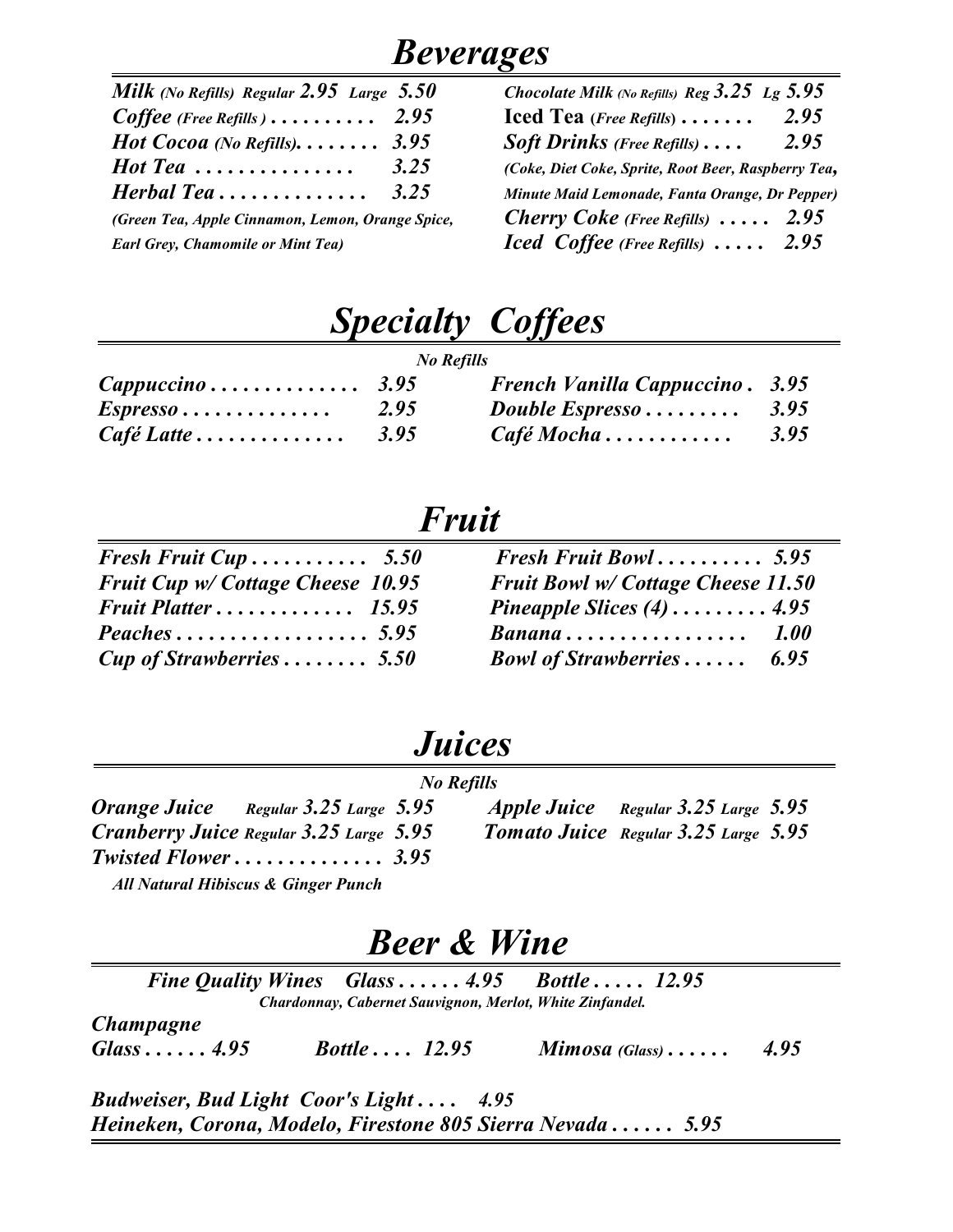# Beverages

*Milk (No Refills) Regular 2.95 Large 5.50*
*Coffee (Free Refills) . . . . . . . . . . 2.95*
*Hot Cocoa (No Refills). . . . . . . . 3.95*
*Hot Tea . . . . . . . . . . . . . . . 3.25*
*Herbal Tea . . . . . . . . . . . . . . 3.25*
*(Green Tea, Apple Cinnamon, Lemon, Orange Spice, Earl Grey, Chamomile or Mint Tea)*

*Chocolate Milk (No Refills) Reg 3.25 Lg 5.95*
**Iced Tea** *(Free Refills) . . . . . . . 2.95*
*Soft Drinks (Free Refills) . . . . 2.95*
*(Coke, Diet Coke, Sprite, Root Beer, Raspberry Tea, Minute Maid Lemonade, Fanta Orange, Dr Pepper)*
*Cherry Coke (Free Refills) . . . . . 2.95*
*Iced Coffee (Free Refills) . . . . . 2.95*

# Specialty Coffees

*No Refills*

*Cappuccino . . . . . . . . . . . . . . 3.95*
*Espresso . . . . . . . . . . . . . . 2.95*
*Café Latte . . . . . . . . . . . . . . 3.95*
*French Vanilla Cappuccino . 3.95*
*Double Espresso . . . . . . . . . 3.95*
*Café Mocha . . . . . . . . . . . . 3.95*

# Fruit

*Fresh Fruit Cup . . . . . . . . . . . 5.50*
*Fruit Cup w/ Cottage Cheese 10.95*
*Fruit Platter . . . . . . . . . . . . . 15.95*
*Peaches . . . . . . . . . . . . . . . . . . 5.95*
*Cup of Strawberries . . . . . . . . 5.50*
*Fresh Fruit Bowl . . . . . . . . . . 5.95*
*Fruit Bowl w/ Cottage Cheese 11.50*
*Pineapple Slices (4) . . . . . . . . . 4.95*
*Banana . . . . . . . . . . . . . . . . . 1.00*
*Bowl of Strawberries . . . . . . 6.95*

# Juices

*No Refills*

*Orange Juice Regular 3.25 Large 5.95*
*Cranberry Juice Regular 3.25 Large 5.95*
*Twisted Flower . . . . . . . . . . . . . . 3.95*
*All Natural Hibiscus & Ginger Punch*
*Apple Juice Regular 3.25 Large 5.95*
*Tomato Juice Regular 3.25 Large 5.95*

# Beer & Wine

*Fine Quality Wines Glass . . . . . . 4.95 Bottle . . . . . 12.95*
*Chardonnay, Cabernet Sauvignon, Merlot, White Zinfandel.*

*Champagne*
*Glass . . . . . . 4.95 Bottle . . . . 12.95 Mimosa (Glass) . . . . . . 4.95*

*Budweiser, Bud Light Coor's Light . . . . 4.95*
*Heineken, Corona, Modelo, Firestone 805 Sierra Nevada . . . . . . 5.95*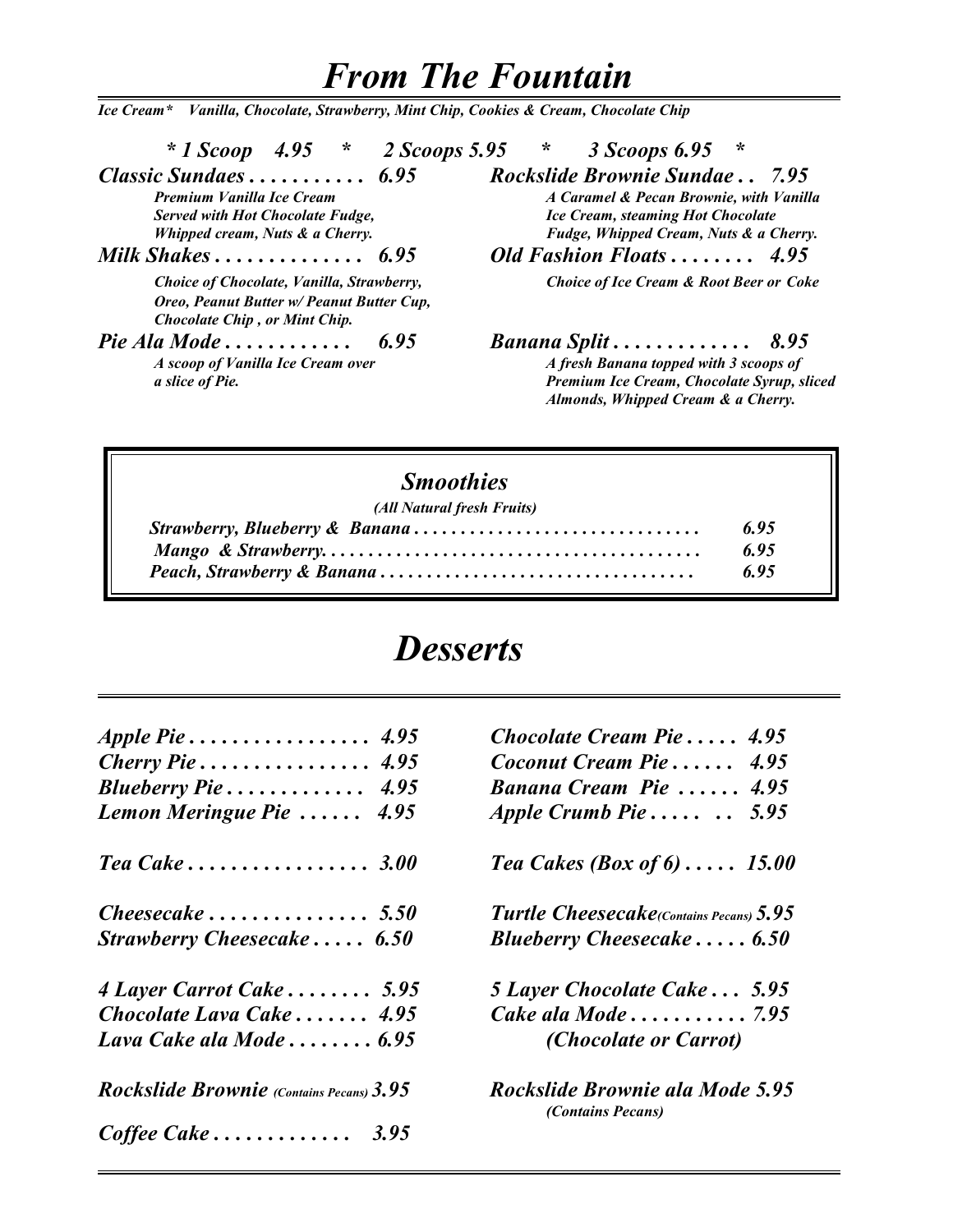# *From The Fountain*

***Ice Cream**** ***Vanilla, Chocolate, Strawberry, Mint Chip, Cookies & Cream, Chocolate Chip***

***\* 1 Scoop 4.95 \* 2 Scoops 5.95 \* 3 Scoops 6.95 \****

***Classic Sundaes . . . . . . . . . . . 6.95***
*Premium Vanilla Ice Cream*
*Served with Hot Chocolate Fudge,*
*Whipped cream, Nuts & a Cherry.*

***Milk Shakes . . . . . . . . . . . . . . 6.95***
*Choice of Chocolate, Vanilla, Strawberry,*
*Oreo, Peanut Butter w/ Peanut Butter Cup,*
*Chocolate Chip , or Mint Chip.*

***Pie Ala Mode . . . . . . . . . . . . 6.95***
*A scoop of Vanilla Ice Cream over*
*a slice of Pie.*

***Rockslide Brownie Sundae . . 7.95***
*A Caramel & Pecan Brownie, with Vanilla*
*Ice Cream, steaming Hot Chocolate*
*Fudge, Whipped Cream, Nuts & a Cherry.*

***Old Fashion Floats . . . . . . . . 4.95***
*Choice of Ice Cream & Root Beer or Coke*

***Banana Split . . . . . . . . . . . . . 8.95***
*A fresh Banana topped with 3 scoops of*
*Premium Ice Cream, Chocolate Syrup, sliced*
*Almonds, Whipped Cream & a Cherry.*

## *Smoothies*

*(All Natural fresh Fruits)*

| | |
|---|---|
| *Strawberry, Blueberry & Banana . . . . . . . . . . . . . . . . . . . . . . . . . . . . . .* | *6.95* |
| *Mango & Strawberry. . . . . . . . . . . . . . . . . . . . . . . . . . . . . . . . . . . . . . .* | *6.95* |
| *Peach, Strawberry & Banana . . . . . . . . . . . . . . . . . . . . . . . . . . . . . . . . .* | *6.95* |

# *Desserts*

***Apple Pie . . . . . . . . . . . . . . . . . 4.95***
***Cherry Pie . . . . . . . . . . . . . . . . 4.95***
***Blueberry Pie . . . . . . . . . . . . . 4.95***
***Lemon Meringue Pie . . . . . . 4.95***

***Chocolate Cream Pie . . . . . 4.95***
***Coconut Cream Pie . . . . . . 4.95***
***Banana Cream Pie . . . . . . 4.95***
***Apple Crumb Pie . . . . . . . 5.95***

***Tea Cake . . . . . . . . . . . . . . . . . 3.00***
***Tea Cakes (Box of 6) . . . . . 15.00***

***Cheesecake . . . . . . . . . . . . . . . 5.50***
***Strawberry Cheesecake . . . . . 6.50***
***Turtle Cheesecake** (Contains Pecans)* ***5.95***
***Blueberry Cheesecake . . . . . 6.50***

***4 Layer Carrot Cake . . . . . . . . 5.95***
***Chocolate Lava Cake . . . . . . . 4.95***
***Lava Cake ala Mode . . . . . . . . 6.95***

***5 Layer Chocolate Cake . . . 5.95***
***Cake ala Mode . . . . . . . . . . . 7.95***
***(Chocolate or Carrot)***

***Rockslide Brownie** (Contains Pecans)* ***3.95***
***Rockslide Brownie ala Mode 5.95***
*(Contains Pecans)*

***Coffee Cake . . . . . . . . . . . . . 3.95***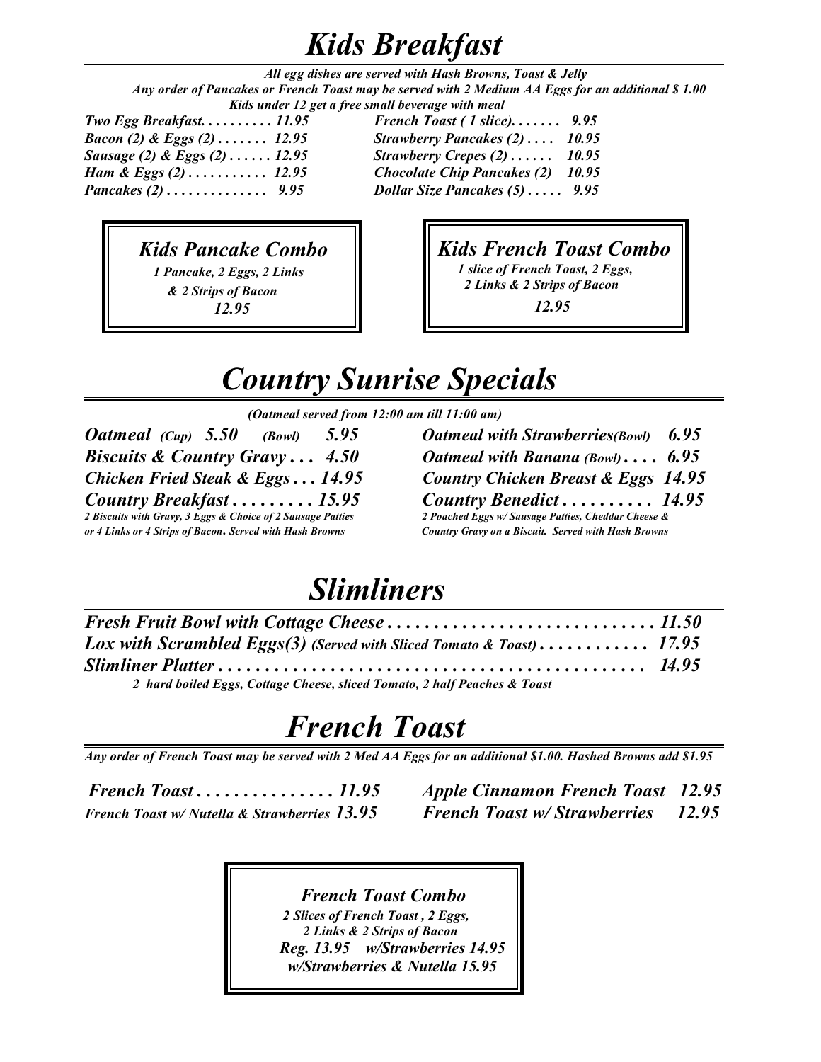# Kids Breakfast

*All egg dishes are served with Hash Browns, Toast & Jelly*
*Any order of Pancakes or French Toast may be served with 2 Medium AA Eggs for an additional $ 1.00*
*Kids under 12 get a free small beverage with meal*

- *Two Egg Breakfast. . . . . . . . . . 11.95*
- *Bacon (2) & Eggs (2) . . . . . . . 12.95*
- *Sausage (2) & Eggs (2) . . . . . . 12.95*
- *Ham & Eggs (2) . . . . . . . . . . . 12.95*
- *Pancakes (2) . . . . . . . . . . . . . . 9.95*
- *French Toast ( 1 slice). . . . . . . 9.95*
- *Strawberry Pancakes (2) . . . . 10.95*
- *Strawberry Crepes (2) . . . . . . 10.95*
- *Chocolate Chip Pancakes (2) 10.95*
- *Dollar Size Pancakes (5) . . . . . 9.95*

### Kids Pancake Combo

*1 Pancake, 2 Eggs, 2 Links & 2 Strips of Bacon*
*12.95*

### Kids French Toast Combo

*1 slice of French Toast, 2 Eggs, 2 Links & 2 Strips of Bacon*
*12.95*

# Country Sunrise Specials

*(Oatmeal served from 12:00 am till 11:00 am)*

- ***Oatmeal** (Cup) 5.50 (Bowl) 5.95*
- ***Biscuits & Country Gravy . . . 4.50***
- ***Chicken Fried Steak & Eggs . . . 14.95***
- ***Country Breakfast . . . . . . . . . 15.95***
  *2 Biscuits with Gravy, 3 Eggs & Choice of 2 Sausage Patties or 4 Links or 4 Strips of Bacon. Served with Hash Browns*
- ***Oatmeal with Strawberries** (Bowl) 6.95*
- ***Oatmeal with Banana** (Bowl) . . . . 6.95*
- ***Country Chicken Breast & Eggs 14.95***
- ***Country Benedict . . . . . . . . . . 14.95***
  *2 Poached Eggs w/ Sausage Patties, Cheddar Cheese & Country Gravy on a Biscuit. Served with Hash Browns*

# Slimliners

- ***Fresh Fruit Bowl with Cottage Cheese . . . . . . . . . . . . . . . . . . . . . . . . . . . . 11.50***
- ***Lox with Scrambled Eggs(3)** (Served with Sliced Tomato & Toast) . . . . . . . . . . . . 17.95*
- ***Slimliner Platter . . . . . . . . . . . . . . . . . . . . . . . . . . . . . . . . . . . . . . . . . . . . . 14.95***
  *2 hard boiled Eggs, Cottage Cheese, sliced Tomato, 2 half Peaches & Toast*

# French Toast

*Any order of French Toast may be served with 2 Med AA Eggs for an additional $1.00. Hashed Browns add $1.95*

- ***French Toast . . . . . . . . . . . . . . . 11.95***
- ***French Toast w/ Nutella & Strawberries 13.95***
- ***Apple Cinnamon French Toast 12.95***
- ***French Toast w/ Strawberries 12.95***

### French Toast Combo

*2 Slices of French Toast , 2 Eggs, 2 Links & 2 Strips of Bacon*
*Reg. 13.95 w/Strawberries 14.95*
*w/Strawberries & Nutella 15.95*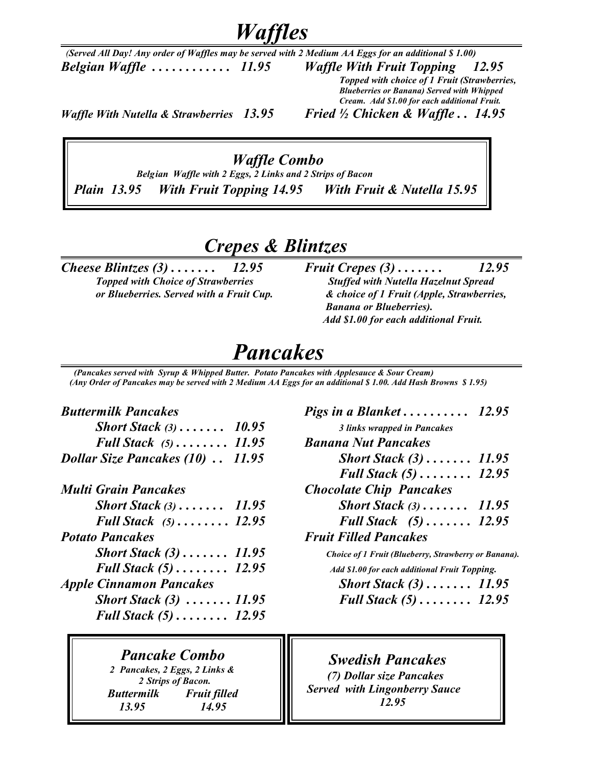# *Waffles*

*(Served All Day! Any order of Waffles may be served with 2 Medium AA Eggs for an additional $ 1.00)*

***Belgian Waffle . . . . . . . . . . . . 11.95***

***Waffle With Fruit Topping 12.95***
*Topped with choice of 1 Fruit (Strawberries, Blueberries or Banana) Served with Whipped Cream. Add $1.00 for each additional Fruit.*

***Waffle With Nutella & Strawberries 13.95***

***Fried ½ Chicken & Waffle . . 14.95***

## *Waffle Combo*

*Belgian Waffle with 2 Eggs, 2 Links and 2 Strips of Bacon*

***Plain 13.95 With Fruit Topping 14.95 With Fruit & Nutella 15.95***

# *Crepes & Blintzes*

***Cheese Blintzes (3) . . . . . . . 12.95***
*Topped with Choice of Strawberries or Blueberries. Served with a Fruit Cup.*

***Fruit Crepes (3) . . . . . . . 12.95***
*Stuffed with Nutella Hazelnut Spread & choice of 1 Fruit (Apple, Strawberries, Banana or Blueberries).*
*Add $1.00 for each additional Fruit.*

# *Pancakes*

*(Pancakes served with Syrup & Whipped Butter. Potato Pancakes with Applesauce & Sour Cream)*
*(Any Order of Pancakes may be served with 2 Medium AA Eggs for an additional $ 1.00. Add Hash Browns $ 1.95)*

***Buttermilk Pancakes***
- ***Short Stack (3) . . . . . . . 10.95***
- ***Full Stack (5) . . . . . . . . 11.95***

***Dollar Size Pancakes (10) . . 11.95***

***Multi Grain Pancakes***
- ***Short Stack (3) . . . . . . . 11.95***
- ***Full Stack (5) . . . . . . . . 12.95***

***Potato Pancakes***
- ***Short Stack (3) . . . . . . . 11.95***
- ***Full Stack (5) . . . . . . . . 12.95***

***Apple Cinnamon Pancakes***
- ***Short Stack (3) . . . . . . . 11.95***
- ***Full Stack (5) . . . . . . . . 12.95***

***Pigs in a Blanket . . . . . . . . . . 12.95***
*3 links wrapped in Pancakes*

***Banana Nut Pancakes***
- ***Short Stack (3) . . . . . . . 11.95***
- ***Full Stack (5) . . . . . . . . 12.95***

***Chocolate Chip Pancakes***
- ***Short Stack (3) . . . . . . . 11.95***
- ***Full Stack (5) . . . . . . . 12.95***

***Fruit Filled Pancakes***
*Choice of 1 Fruit (Blueberry, Strawberry or Banana).*
*Add $1.00 for each additional Fruit Topping.*
- ***Short Stack (3) . . . . . . . 11.95***
- ***Full Stack (5) . . . . . . . . 12.95***

## *Pancake Combo*

*2 Pancakes, 2 Eggs, 2 Links & 2 Strips of Bacon.*

| *Buttermilk* | *Fruit filled* |
|---|---|
| *13.95* | *14.95* |

## *Swedish Pancakes*

*(7) Dollar size Pancakes*
*Served with Lingonberry Sauce*
*12.95*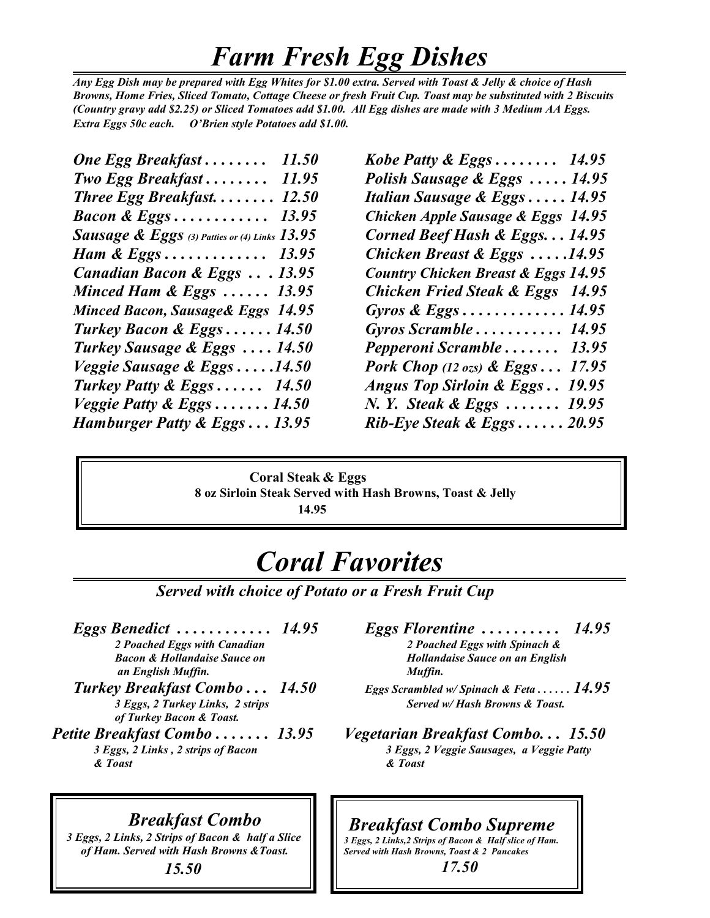# *Farm Fresh Egg Dishes*

***Any Egg Dish may be prepared with Egg Whites for $1.00 extra. Served with Toast & Jelly & choice of Hash Browns, Home Fries, Sliced Tomato, Cottage Cheese or fresh Fruit Cup. Toast may be substituted with 2 Biscuits (Country gravy add $2.25) or Sliced Tomatoes add $1.00. All Egg dishes are made with 3 Medium AA Eggs. Extra Eggs 50c each. O'Brien style Potatoes add $1.00.***

***One Egg Breakfast . . . . . . . . 11.50***
***Two Egg Breakfast . . . . . . . . 11.95***
***Three Egg Breakfast. . . . . . . . 12.50***
***Bacon & Eggs . . . . . . . . . . . . 13.95***
***Sausage & Eggs (3) Patties or (4) Links 13.95***
***Ham & Eggs . . . . . . . . . . . . . 13.95***
***Canadian Bacon & Eggs . . . 13.95***
***Minced Ham & Eggs . . . . . . 13.95***
***Minced Bacon, Sausage& Eggs 14.95***
***Turkey Bacon & Eggs . . . . . . 14.50***
***Turkey Sausage & Eggs . . . . 14.50***
***Veggie Sausage & Eggs . . . . .14.50***
***Turkey Patty & Eggs . . . . . . 14.50***
***Veggie Patty & Eggs . . . . . . . 14.50***
***Hamburger Patty & Eggs . . . 13.95***
***Kobe Patty & Eggs . . . . . . . . 14.95***
***Polish Sausage & Eggs . . . . . 14.95***
***Italian Sausage & Eggs . . . . . 14.95***
***Chicken Apple Sausage & Eggs 14.95***
***Corned Beef Hash & Eggs. . . 14.95***
***Chicken Breast & Eggs . . . . .14.95***
***Country Chicken Breast & Eggs 14.95***
***Chicken Fried Steak & Eggs 14.95***
***Gyros & Eggs . . . . . . . . . . . . . 14.95***
***Gyros Scramble . . . . . . . . . . . 14.95***
***Pepperoni Scramble . . . . . . . 13.95***
***Pork Chop (12 ozs) & Eggs . . . 17.95***
***Angus Top Sirloin & Eggs . . 19.95***
***N. Y. Steak & Eggs . . . . . . . 19.95***
***Rib-Eye Steak & Eggs . . . . . . 20.95***

**Coral Steak & Eggs**
**8 oz Sirloin Steak Served with Hash Browns, Toast & Jelly**
**14.95**

# *Coral Favorites*

***Served with choice of Potato or a Fresh Fruit Cup***

***Eggs Benedict . . . . . . . . . . . . 14.95***
***2 Poached Eggs with Canadian Bacon & Hollandaise Sauce on an English Muffin.***

***Turkey Breakfast Combo . . . 14.50***
***3 Eggs, 2 Turkey Links, 2 strips of Turkey Bacon & Toast.***

***Petite Breakfast Combo . . . . . . . 13.95***
***3 Eggs, 2 Links , 2 strips of Bacon & Toast***

***Eggs Florentine . . . . . . . . . . 14.95***
***2 Poached Eggs with Spinach & Hollandaise Sauce on an English Muffin.***

***Eggs Scrambled w/ Spinach & Feta . . . . . . 14.95***
***Served w/ Hash Browns & Toast.***

***Vegetarian Breakfast Combo. . . 15.50***
***3 Eggs, 2 Veggie Sausages, a Veggie Patty & Toast***

## *Breakfast Combo*

***3 Eggs, 2 Links, 2 Strips of Bacon & half a Slice of Ham. Served with Hash Browns &Toast.***

***15.50***

## *Breakfast Combo Supreme*

***3 Eggs, 2 Links,2 Strips of Bacon & Half slice of Ham. Served with Hash Browns, Toast & 2 Pancakes***

***17.50***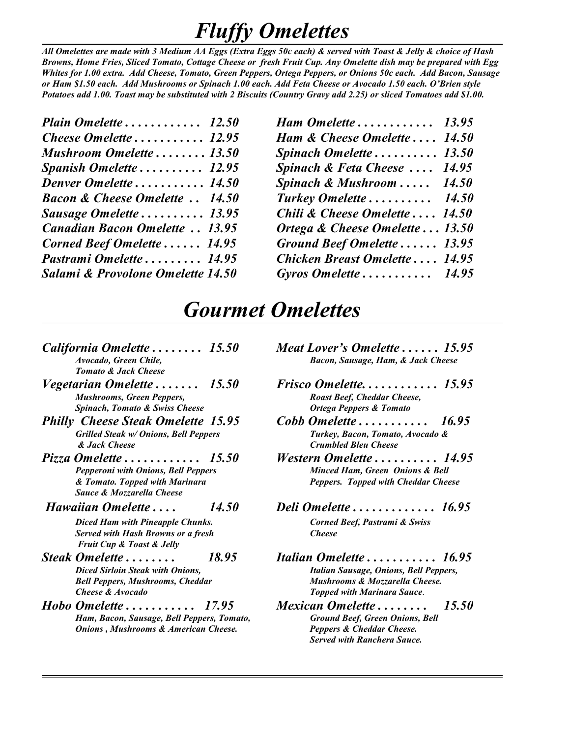# *Fluffy Omelettes*

***All Omelettes are made with 3 Medium AA Eggs (Extra Eggs 50c each) & served with Toast & Jelly & choice of Hash Browns, Home Fries, Sliced Tomato, Cottage Cheese or fresh Fruit Cup. Any Omelette dish may be prepared with Egg Whites for 1.00 extra. Add Cheese, Tomato, Green Peppers, Ortega Peppers, or Onions 50c each. Add Bacon, Sausage or Ham $1.50 each. Add Mushrooms or Spinach 1.00 each. Add Feta Cheese or Avocado 1.50 each. O'Brien style Potatoes add 1.00. Toast may be substituted with 2 Biscuits (Country Gravy add 2.25) or sliced Tomatoes add $1.00.***

***Plain Omelette . . . . . . . . . . . . 12.50***

***Cheese Omelette . . . . . . . . . . . 12.95***

***Mushroom Omelette . . . . . . . . 13.50***

***Spanish Omelette . . . . . . . . . . 12.95***

***Denver Omelette . . . . . . . . . . . 14.50***

***Bacon & Cheese Omelette . . 14.50***

***Sausage Omelette . . . . . . . . . . 13.95***

***Canadian Bacon Omelette . . 13.95***

***Corned Beef Omelette . . . . . . 14.95***

***Pastrami Omelette . . . . . . . . . 14.95***

***Salami & Provolone Omelette 14.50***

***Ham Omelette . . . . . . . . . . . . 13.95***

***Ham & Cheese Omelette . . . . 14.50***

***Spinach Omelette . . . . . . . . . . 13.50***

***Spinach & Feta Cheese . . . . 14.95***

***Spinach & Mushroom . . . . . 14.50***

***Turkey Omelette . . . . . . . . . . 14.50***

***Chili & Cheese Omelette . . . . 14.50***

***Ortega & Cheese Omelette . . . 13.50***

***Ground Beef Omelette . . . . . . 13.95***

***Chicken Breast Omelette . . . . 14.95***

***Gyros Omelette . . . . . . . . . . . 14.95***

# *Gourmet Omelettes*

***California Omelette . . . . . . . . 15.50***
*Avocado, Green Chile, Tomato & Jack Cheese*

***Vegetarian Omelette . . . . . . . 15.50***
*Mushrooms, Green Peppers, Spinach, Tomato & Swiss Cheese*

***Philly Cheese Steak Omelette 15.95***
*Grilled Steak w/ Onions, Bell Peppers & Jack Cheese*

***Pizza Omelette . . . . . . . . . . . . 15.50***
*Pepperoni with Onions, Bell Peppers & Tomato. Topped with Marinara Sauce & Mozzarella Cheese*

***Hawaiian Omelette . . . . 14.50***
*Diced Ham with Pineapple Chunks. Served with Hash Browns or a fresh Fruit Cup & Toast & Jelly*

***Steak Omelette . . . . . . . . 18.95***
*Diced Sirloin Steak with Onions, Bell Peppers, Mushrooms, Cheddar Cheese & Avocado*

***Hobo Omelette . . . . . . . . . . . 17.95***
*Ham, Bacon, Sausage, Bell Peppers, Tomato, Onions , Mushrooms & American Cheese.*

***Meat Lover's Omelette . . . . . . 15.95***
*Bacon, Sausage, Ham, & Jack Cheese*

***Frisco Omelette. . . . . . . . . . . . 15.95***
*Roast Beef, Cheddar Cheese, Ortega Peppers & Tomato*

***Cobb Omelette . . . . . . . . . . . 16.95***
*Turkey, Bacon, Tomato, Avocado & Crumbled Bleu Cheese*

***Western Omelette . . . . . . . . . . 14.95***
*Minced Ham, Green Onions & Bell Peppers. Topped with Cheddar Cheese*

***Deli Omelette . . . . . . . . . . . . . 16.95***
*Corned Beef, Pastrami & Swiss Cheese*

***Italian Omelette . . . . . . . . . . . 16.95***
*Italian Sausage, Onions, Bell Peppers, Mushrooms & Mozzarella Cheese. Topped with Marinara Sauce.*

***Mexican Omelette . . . . . . . . 15.50***
*Ground Beef, Green Onions, Bell Peppers & Cheddar Cheese. Served with Ranchera Sauce.*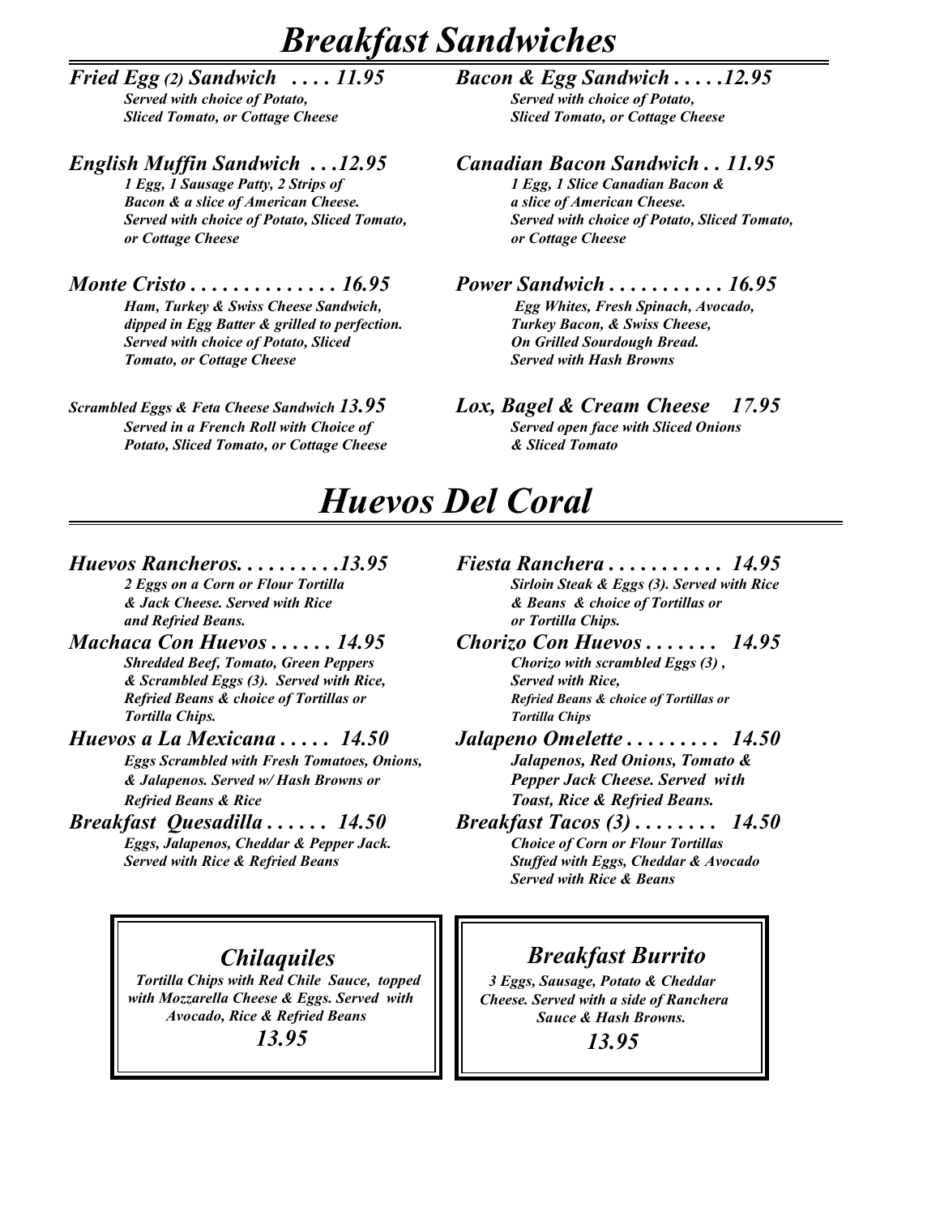# Breakfast Sandwiches

***Fried Egg (2) Sandwich . . . . 11.95***
*Served with choice of Potato, Sliced Tomato, or Cottage Cheese*

***Bacon & Egg Sandwich . . . . .12.95***
*Served with choice of Potato, Sliced Tomato, or Cottage Cheese*

***English Muffin Sandwich . . .12.95***
*1 Egg, 1 Sausage Patty, 2 Strips of Bacon & a slice of American Cheese. Served with choice of Potato, Sliced Tomato, or Cottage Cheese*

***Canadian Bacon Sandwich . . 11.95***
*1 Egg, 1 Slice Canadian Bacon & a slice of American Cheese. Served with choice of Potato, Sliced Tomato, or Cottage Cheese*

***Monte Cristo . . . . . . . . . . . . . . 16.95***
*Ham, Turkey & Swiss Cheese Sandwich, dipped in Egg Batter & grilled to perfection. Served with choice of Potato, Sliced Tomato, or Cottage Cheese*

***Power Sandwich . . . . . . . . . . . 16.95***
*Egg Whites, Fresh Spinach, Avocado, Turkey Bacon, & Swiss Cheese, On Grilled Sourdough Bread. Served with Hash Browns*

***Scrambled Eggs & Feta Cheese Sandwich 13.95***
*Served in a French Roll with Choice of Potato, Sliced Tomato, or Cottage Cheese*

***Lox, Bagel & Cream Cheese 17.95***
*Served open face with Sliced Onions & Sliced Tomato*

# Huevos Del Coral

***Huevos Rancheros. . . . . . . . . .13.95***
*2 Eggs on a Corn or Flour Tortilla & Jack Cheese. Served with Rice and Refried Beans.*

***Fiesta Ranchera . . . . . . . . . . . 14.95***
*Sirloin Steak & Eggs (3). Served with Rice & Beans & choice of Tortillas or or Tortilla Chips.*

***Machaca Con Huevos . . . . . . 14.95***
*Shredded Beef, Tomato, Green Peppers & Scrambled Eggs (3). Served with Rice, Refried Beans & choice of Tortillas or Tortilla Chips.*

***Chorizo Con Huevos . . . . . . . 14.95***
*Chorizo with scrambled Eggs (3) , Served with Rice, Refried Beans & choice of Tortillas or Tortilla Chips*

***Huevos a La Mexicana . . . . . 14.50***
*Eggs Scrambled with Fresh Tomatoes, Onions, & Jalapenos. Served w/ Hash Browns or Refried Beans & Rice*

***Jalapeno Omelette . . . . . . . . . 14.50***
*Jalapenos, Red Onions, Tomato & Pepper Jack Cheese. Served with Toast, Rice & Refried Beans.*

***Breakfast Quesadilla . . . . . . 14.50***
*Eggs, Jalapenos, Cheddar & Pepper Jack. Served with Rice & Refried Beans*

***Breakfast Tacos (3) . . . . . . . . 14.50***
*Choice of Corn or Flour Tortillas Stuffed with Eggs, Cheddar & Avocado Served with Rice & Beans*

***Chilaquiles***
*Tortilla Chips with Red Chile Sauce, topped with Mozzarella Cheese & Eggs. Served with Avocado, Rice & Refried Beans*
*13.95*

***Breakfast Burrito***
*3 Eggs, Sausage, Potato & Cheddar Cheese. Served with a side of Ranchera Sauce & Hash Browns.*
*13.95*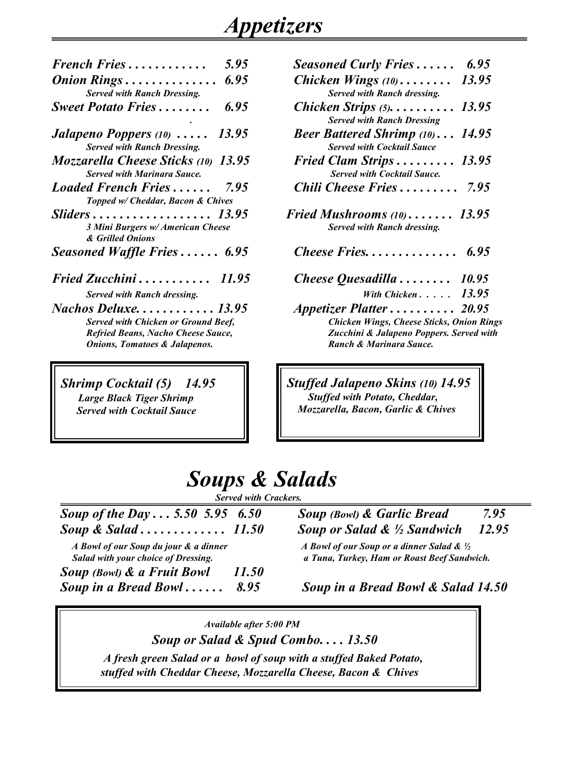# Appetizers

***French Fries . . . . . . . . . . . . 5.95***

***Onion Rings . . . . . . . . . . . . . . 6.95***
*Served with Ranch Dressing.*

***Sweet Potato Fries . . . . . . . . 6.95***

***Jalapeno Poppers (10) . . . . . 13.95***
*Served with Ranch Dressing.*

***Mozzarella Cheese Sticks (10) 13.95***
*Served with Marinara Sauce.*

***Loaded French Fries . . . . . . 7.95***
*Topped w/ Cheddar, Bacon & Chives*

***Sliders . . . . . . . . . . . . . . . . . . 13.95***
*3 Mini Burgers w/ American Cheese & Grilled Onions*

***Seasoned Waffle Fries . . . . . . 6.95***

***Fried Zucchini . . . . . . . . . . . 11.95***
*Served with Ranch dressing.*

***Nachos Deluxe. . . . . . . . . . . . 13.95***
*Served with Chicken or Ground Beef, Refried Beans, Nacho Cheese Sauce, Onions, Tomatoes & Jalapenos.*

***Seasoned Curly Fries . . . . . . 6.95***

***Chicken Wings (10) . . . . . . . . 13.95***
*Served with Ranch dressing.*

***Chicken Strips (5). . . . . . . . . . 13.95***
*Served with Ranch Dressing*

***Beer Battered Shrimp (10) . . . 14.95***
*Served with Cocktail Sauce*

***Fried Clam Strips . . . . . . . . . 13.95***
*Served with Cocktail Sauce.*

***Chili Cheese Fries . . . . . . . . . 7.95***

***Fried Mushrooms (10) . . . . . . . 13.95***
*Served with Ranch dressing.*

***Cheese Fries. . . . . . . . . . . . . . 6.95***

***Cheese Quesadilla . . . . . . . . 10.95***
*With Chicken . . . . . 13.95*

***Appetizer Platter . . . . . . . . . . 20.95***
*Chicken Wings, Cheese Sticks, Onion Rings Zucchini & Jalapeno Poppers. Served with Ranch & Marinara Sauce.*

***Shrimp Cocktail (5) 14.95***
*Large Black Tiger Shrimp*
*Served with Cocktail Sauce*

***Stuffed Jalapeno Skins (10) 14.95***
*Stuffed with Potato, Cheddar, Mozzarella, Bacon, Garlic & Chives*

# Soups & Salads

*Served with Crackers.*

***Soup of the Day . . . 5.50 5.95 6.50***

***Soup & Salad . . . . . . . . . . . . . 11.50***
*A Bowl of our Soup du jour & a dinner Salad with your choice of Dressing.*

***Soup (Bowl) & a Fruit Bowl 11.50***

***Soup in a Bread Bowl . . . . . . 8.95***

***Soup (Bowl) & Garlic Bread 7.95***

***Soup or Salad & ½ Sandwich 12.95***
*A Bowl of our Soup or a dinner Salad & ½ a Tuna, Turkey, Ham or Roast Beef Sandwich.*

***Soup in a Bread Bowl & Salad 14.50***

*Available after 5:00 PM*

***Soup or Salad & Spud Combo. . . . 13.50***

*A fresh green Salad or a bowl of soup with a stuffed Baked Potato, stuffed with Cheddar Cheese, Mozzarella Cheese, Bacon & Chives*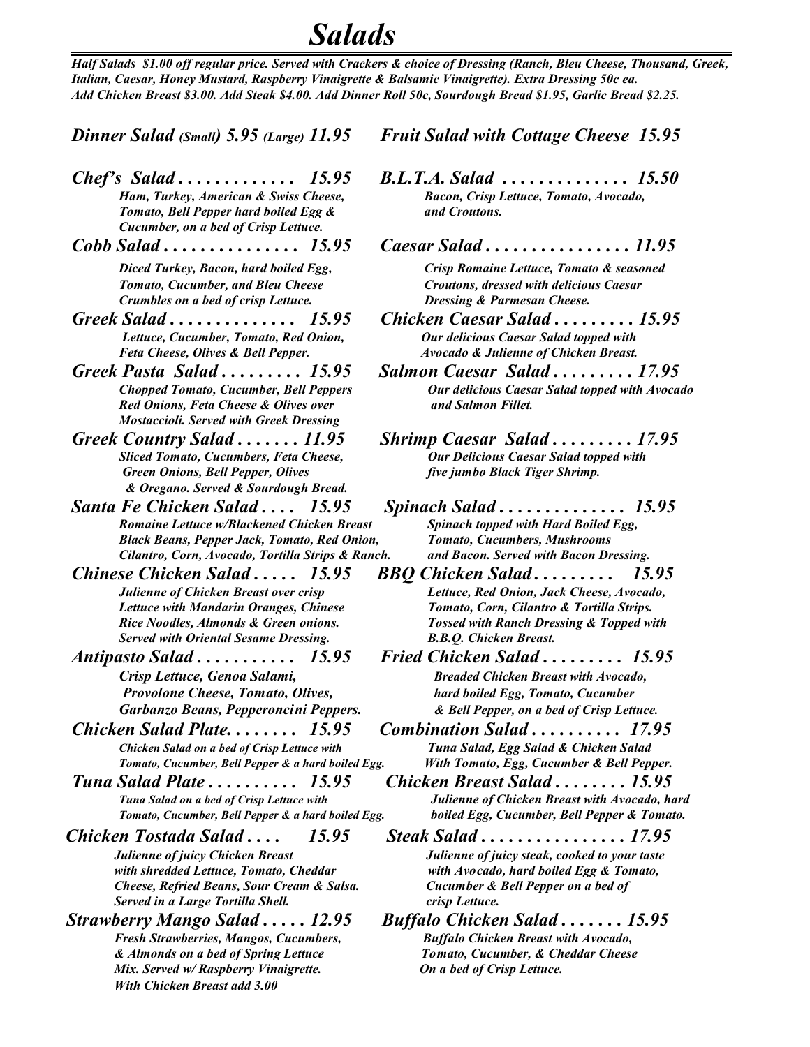# Salads

*Half Salads $1.00 off regular price. Served with Crackers & choice of Dressing (Ranch, Bleu Cheese, Thousand, Greek, Italian, Caesar, Honey Mustard, Raspberry Vinaigrette & Balsamic Vinaigrette). Extra Dressing 50c ea. Add Chicken Breast $3.00. Add Steak $4.00. Add Dinner Roll 50c, Sourdough Bread $1.95, Garlic Bread $2.25.*

***Dinner Salad** (Small) 5.95 (Large) 11.95*

***Chef's Salad . . . . . . . . . . . . . 15.95***
*Ham, Turkey, American & Swiss Cheese, Tomato, Bell Pepper hard boiled Egg & Cucumber, on a bed of Crisp Lettuce.*

***Cobb Salad . . . . . . . . . . . . . . . 15.95***
*Diced Turkey, Bacon, hard boiled Egg, Tomato, Cucumber, and Bleu Cheese Crumbles on a bed of crisp Lettuce.*

***Greek Salad . . . . . . . . . . . . . . 15.95***
*Lettuce, Cucumber, Tomato, Red Onion, Feta Cheese, Olives & Bell Pepper.*

***Greek Pasta Salad . . . . . . . . . 15.95***
*Chopped Tomato, Cucumber, Bell Peppers Red Onions, Feta Cheese & Olives over Mostaccioli. Served with Greek Dressing*

***Greek Country Salad . . . . . . . 11.95***
*Sliced Tomato, Cucumbers, Feta Cheese, Green Onions, Bell Pepper, Olives & Oregano. Served & Sourdough Bread.*

***Santa Fe Chicken Salad . . . . 15.95***
*Romaine Lettuce w/Blackened Chicken Breast Black Beans, Pepper Jack, Tomato, Red Onion, Cilantro, Corn, Avocado, Tortilla Strips & Ranch.*

***Chinese Chicken Salad . . . . . 15.95***
*Julienne of Chicken Breast over crisp Lettuce with Mandarin Oranges, Chinese Rice Noodles, Almonds & Green onions. Served with Oriental Sesame Dressing.*

***Antipasto Salad . . . . . . . . . . . 15.95***
*Crisp Lettuce, Genoa Salami, Provolone Cheese, Tomato, Olives, Garbanzo Beans, Pepperoncini Peppers.*

***Chicken Salad Plate. . . . . . . . 15.95***
*Chicken Salad on a bed of Crisp Lettuce with Tomato, Cucumber, Bell Pepper & a hard boiled Egg.*

***Tuna Salad Plate . . . . . . . . . . 15.95***
*Tuna Salad on a bed of Crisp Lettuce with Tomato, Cucumber, Bell Pepper & a hard boiled Egg.*

***Chicken Tostada Salad . . . . 15.95***
*Julienne of juicy Chicken Breast with shredded Lettuce, Tomato, Cheddar Cheese, Refried Beans, Sour Cream & Salsa. Served in a Large Tortilla Shell.*

***Strawberry Mango Salad . . . . . 12.95***
*Fresh Strawberries, Mangos, Cucumbers, & Almonds on a bed of Spring Lettuce Mix. Served w/ Raspberry Vinaigrette. With Chicken Breast add 3.00*

***Fruit Salad with Cottage Cheese 15.95***

***B.L.T.A. Salad . . . . . . . . . . . . . . 15.50***
*Bacon, Crisp Lettuce, Tomato, Avocado, and Croutons.*

***Caesar Salad . . . . . . . . . . . . . . . . 11.95***
*Crisp Romaine Lettuce, Tomato & seasoned Croutons, dressed with delicious Caesar Dressing & Parmesan Cheese.*

***Chicken Caesar Salad . . . . . . . . . 15.95***
*Our delicious Caesar Salad topped with Avocado & Julienne of Chicken Breast.*

***Salmon Caesar Salad . . . . . . . . . 17.95***
*Our delicious Caesar Salad topped with Avocado and Salmon Fillet.*

***Shrimp Caesar Salad . . . . . . . . . 17.95***
*Our Delicious Caesar Salad topped with five jumbo Black Tiger Shrimp.*

***Spinach Salad . . . . . . . . . . . . . . 15.95***
*Spinach topped with Hard Boiled Egg, Tomato, Cucumbers, Mushrooms and Bacon. Served with Bacon Dressing.*

***BBQ Chicken Salad . . . . . . . . . 15.95***
*Lettuce, Red Onion, Jack Cheese, Avocado, Tomato, Corn, Cilantro & Tortilla Strips. Tossed with Ranch Dressing & Topped with B.B.Q. Chicken Breast.*

***Fried Chicken Salad . . . . . . . . . 15.95***
*Breaded Chicken Breast with Avocado, hard boiled Egg, Tomato, Cucumber & Bell Pepper, on a bed of Crisp Lettuce.*

***Combination Salad . . . . . . . . . . 17.95***
*Tuna Salad, Egg Salad & Chicken Salad With Tomato, Egg, Cucumber & Bell Pepper.*

***Chicken Breast Salad . . . . . . . . 15.95***
*Julienne of Chicken Breast with Avocado, hard boiled Egg, Cucumber, Bell Pepper & Tomato.*

***Steak Salad . . . . . . . . . . . . . . . . 17.95***
*Julienne of juicy steak, cooked to your taste with Avocado, hard boiled Egg & Tomato, Cucumber & Bell Pepper on a bed of crisp Lettuce.*

***Buffalo Chicken Salad . . . . . . . 15.95***
*Buffalo Chicken Breast with Avocado, Tomato, Cucumber, & Cheddar Cheese On a bed of Crisp Lettuce.*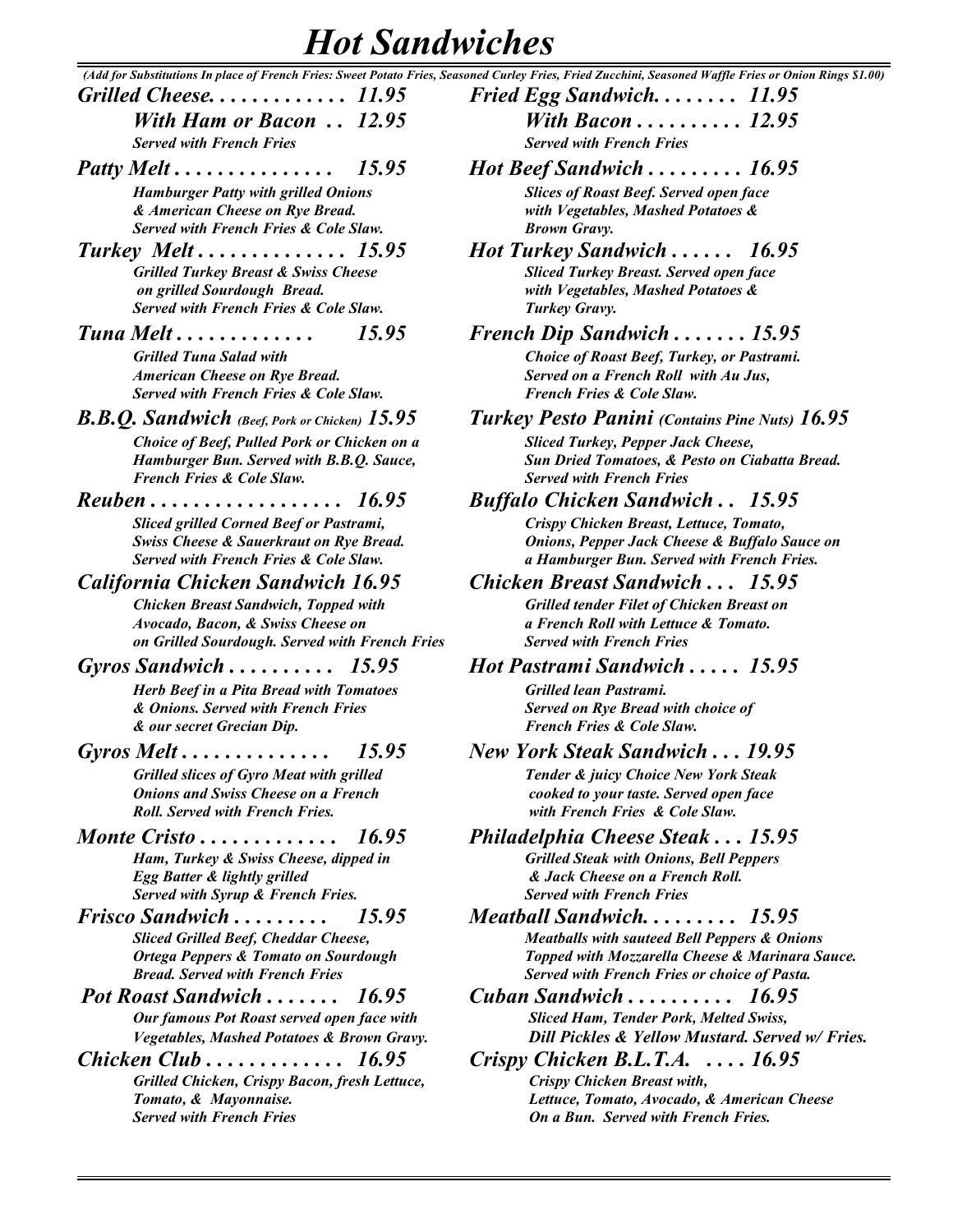# *Hot Sandwiches*

*(Add for Substitutions In place of French Fries: Sweet Potato Fries, Seasoned Curley Fries, Fried Zucchini, Seasoned Waffle Fries or Onion Rings $1.00)*

***Grilled Cheese. . . . . . . . . . . . . 11.95***
***With Ham or Bacon . . 12.95***
*Served with French Fries*

***Patty Melt . . . . . . . . . . . . . . . 15.95***
*Hamburger Patty with grilled Onions & American Cheese on Rye Bread. Served with French Fries & Cole Slaw.*

***Turkey Melt . . . . . . . . . . . . . . 15.95***
*Grilled Turkey Breast & Swiss Cheese on grilled Sourdough Bread. Served with French Fries & Cole Slaw.*

***Tuna Melt . . . . . . . . . . . . . 15.95***
*Grilled Tuna Salad with American Cheese on Rye Bread. Served with French Fries & Cole Slaw.*

***B.B.Q. Sandwich** (Beef, Pork or Chicken) **15.95***
*Choice of Beef, Pulled Pork or Chicken on a Hamburger Bun. Served with B.B.Q. Sauce, French Fries & Cole Slaw.*

***Reuben . . . . . . . . . . . . . . . . . . 16.95***
*Sliced grilled Corned Beef or Pastrami, Swiss Cheese & Sauerkraut on Rye Bread. Served with French Fries & Cole Slaw.*

***California Chicken Sandwich 16.95***
*Chicken Breast Sandwich, Topped with Avocado, Bacon, & Swiss Cheese on on Grilled Sourdough. Served with French Fries*

***Gyros Sandwich . . . . . . . . . . 15.95***
*Herb Beef in a Pita Bread with Tomatoes & Onions. Served with French Fries & our secret Grecian Dip.*

***Gyros Melt . . . . . . . . . . . . . . 15.95***
*Grilled slices of Gyro Meat with grilled Onions and Swiss Cheese on a French Roll. Served with French Fries.*

***Monte Cristo . . . . . . . . . . . . . 16.95***
*Ham, Turkey & Swiss Cheese, dipped in Egg Batter & lightly grilled Served with Syrup & French Fries.*

***Frisco Sandwich . . . . . . . . . 15.95***
*Sliced Grilled Beef, Cheddar Cheese, Ortega Peppers & Tomato on Sourdough Bread. Served with French Fries*

***Pot Roast Sandwich . . . . . . . 16.95***
*Our famous Pot Roast served open face with Vegetables, Mashed Potatoes & Brown Gravy.*

***Chicken Club . . . . . . . . . . . . . 16.95***
*Grilled Chicken, Crispy Bacon, fresh Lettuce, Tomato, & Mayonnaise. Served with French Fries*

***Fried Egg Sandwich. . . . . . . . 11.95***
***With Bacon . . . . . . . . . . 12.95***
*Served with French Fries*

***Hot Beef Sandwich . . . . . . . . . 16.95***
*Slices of Roast Beef. Served open face with Vegetables, Mashed Potatoes & Brown Gravy.*

***Hot Turkey Sandwich . . . . . . 16.95***
*Sliced Turkey Breast. Served open face with Vegetables, Mashed Potatoes & Turkey Gravy.*

***French Dip Sandwich . . . . . . . 15.95***
*Choice of Roast Beef, Turkey, or Pastrami. Served on a French Roll with Au Jus, French Fries & Cole Slaw.*

***Turkey Pesto Panini** (Contains Pine Nuts) **16.95***
*Sliced Turkey, Pepper Jack Cheese, Sun Dried Tomatoes, & Pesto on Ciabatta Bread. Served with French Fries*

***Buffalo Chicken Sandwich . . 15.95***
*Crispy Chicken Breast, Lettuce, Tomato, Onions, Pepper Jack Cheese & Buffalo Sauce on a Hamburger Bun. Served with French Fries.*

***Chicken Breast Sandwich . . . 15.95***
*Grilled tender Filet of Chicken Breast on a French Roll with Lettuce & Tomato. Served with French Fries*

***Hot Pastrami Sandwich . . . . . 15.95***
*Grilled lean Pastrami. Served on Rye Bread with choice of French Fries & Cole Slaw.*

***New York Steak Sandwich . . . 19.95***
*Tender & juicy Choice New York Steak cooked to your taste. Served open face with French Fries & Cole Slaw.*

***Philadelphia Cheese Steak . . . 15.95***
*Grilled Steak with Onions, Bell Peppers & Jack Cheese on a French Roll. Served with French Fries*

***Meatball Sandwich. . . . . . . . . 15.95***
*Meatballs with sauteed Bell Peppers & Onions Topped with Mozzarella Cheese & Marinara Sauce. Served with French Fries or choice of Pasta.*

***Cuban Sandwich . . . . . . . . . . 16.95***
*Sliced Ham, Tender Pork, Melted Swiss, Dill Pickles & Yellow Mustard. Served w/ Fries.*

***Crispy Chicken B.L.T.A. . . . . 16.95***
*Crispy Chicken Breast with, Lettuce, Tomato, Avocado, & American Cheese On a Bun. Served with French Fries.*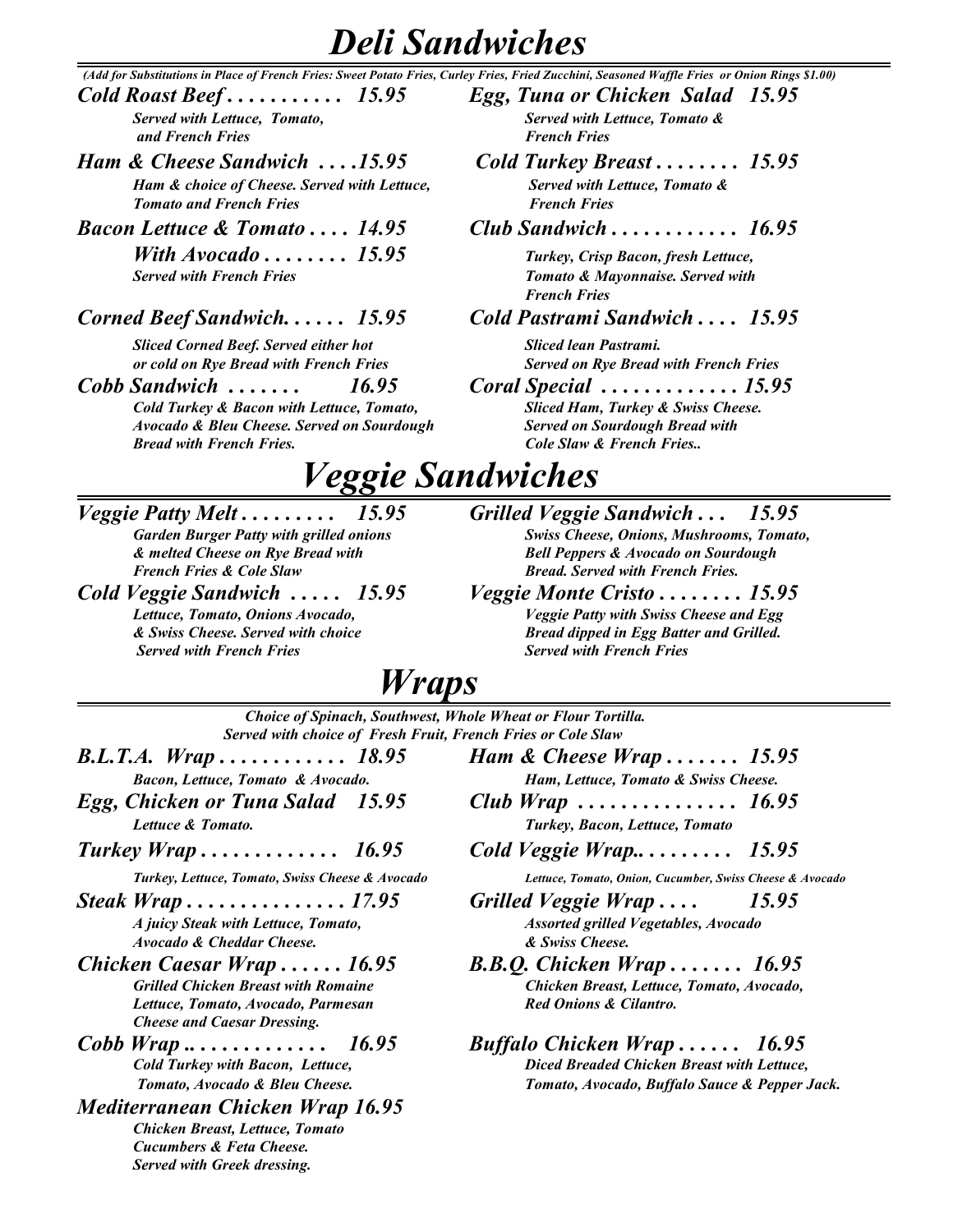# Deli Sandwiches

*(Add for Substitutions in Place of French Fries: Sweet Potato Fries, Curley Fries, Fried Zucchini, Seasoned Waffle Fries or Onion Rings $1.00)*

***Cold Roast Beef . . . . . . . . . . . 15.95***
*Served with Lettuce, Tomato, and French Fries*

***Ham & Cheese Sandwich . . . .15.95***
*Ham & choice of Cheese. Served with Lettuce, Tomato and French Fries*

***Bacon Lettuce & Tomato . . . . 14.95***
***With Avocado . . . . . . . . 15.95***
*Served with French Fries*

***Corned Beef Sandwich. . . . . . 15.95***
*Sliced Corned Beef. Served either hot or cold on Rye Bread with French Fries*

***Cobb Sandwich . . . . . . . 16.95***
*Cold Turkey & Bacon with Lettuce, Tomato, Avocado & Bleu Cheese. Served on Sourdough Bread with French Fries.*

***Egg, Tuna or Chicken Salad 15.95***
*Served with Lettuce, Tomato & French Fries*

***Cold Turkey Breast . . . . . . . . 15.95***
*Served with Lettuce, Tomato & French Fries*

***Club Sandwich . . . . . . . . . . . . 16.95***
*Turkey, Crisp Bacon, fresh Lettuce, Tomato & Mayonnaise. Served with French Fries*

***Cold Pastrami Sandwich . . . . 15.95***
*Sliced lean Pastrami. Served on Rye Bread with French Fries*

***Coral Special . . . . . . . . . . . . . 15.95***
*Sliced Ham, Turkey & Swiss Cheese. Served on Sourdough Bread with Cole Slaw & French Fries..*

# Veggie Sandwiches

***Veggie Patty Melt . . . . . . . . . 15.95***
*Garden Burger Patty with grilled onions & melted Cheese on Rye Bread with French Fries & Cole Slaw*

***Cold Veggie Sandwich . . . . . 15.95***
*Lettuce, Tomato, Onions Avocado, & Swiss Cheese. Served with choice Served with French Fries*

***Grilled Veggie Sandwich . . . 15.95***
*Swiss Cheese, Onions, Mushrooms, Tomato, Bell Peppers & Avocado on Sourdough Bread. Served with French Fries.*

***Veggie Monte Cristo . . . . . . . . 15.95***
*Veggie Patty with Swiss Cheese and Egg Bread dipped in Egg Batter and Grilled. Served with French Fries*

# Wraps

*Choice of Spinach, Southwest, Whole Wheat or Flour Tortilla. Served with choice of Fresh Fruit, French Fries or Cole Slaw*

***B.L.T.A. Wrap . . . . . . . . . . . . 18.95***
*Bacon, Lettuce, Tomato & Avocado.*

***Egg, Chicken or Tuna Salad 15.95***
*Lettuce & Tomato.*

***Turkey Wrap . . . . . . . . . . . . . 16.95***
*Turkey, Lettuce, Tomato, Swiss Cheese & Avocado*

***Steak Wrap . . . . . . . . . . . . . . . 17.95***
*A juicy Steak with Lettuce, Tomato, Avocado & Cheddar Cheese.*

***Chicken Caesar Wrap . . . . . . 16.95***
*Grilled Chicken Breast with Romaine Lettuce, Tomato, Avocado, Parmesan Cheese and Caesar Dressing.*

***Cobb Wrap .. . . . . . . . . . . . . 16.95***
*Cold Turkey with Bacon, Lettuce, Tomato, Avocado & Bleu Cheese.*

***Mediterranean Chicken Wrap 16.95***
*Chicken Breast, Lettuce, Tomato Cucumbers & Feta Cheese. Served with Greek dressing.*

***Ham & Cheese Wrap . . . . . . . 15.95***
*Ham, Lettuce, Tomato & Swiss Cheese.*

***Club Wrap . . . . . . . . . . . . . . . 16.95***
*Turkey, Bacon, Lettuce, Tomato*

***Cold Veggie Wrap.. . . . . . . . . 15.95***
*Lettuce, Tomato, Onion, Cucumber, Swiss Cheese & Avocado*

***Grilled Veggie Wrap . . . . 15.95***
*Assorted grilled Vegetables, Avocado & Swiss Cheese.*

***B.B.Q. Chicken Wrap . . . . . . . 16.95***
*Chicken Breast, Lettuce, Tomato, Avocado, Red Onions & Cilantro.*

***Buffalo Chicken Wrap . . . . . . 16.95***
*Diced Breaded Chicken Breast with Lettuce, Tomato, Avocado, Buffalo Sauce & Pepper Jack.*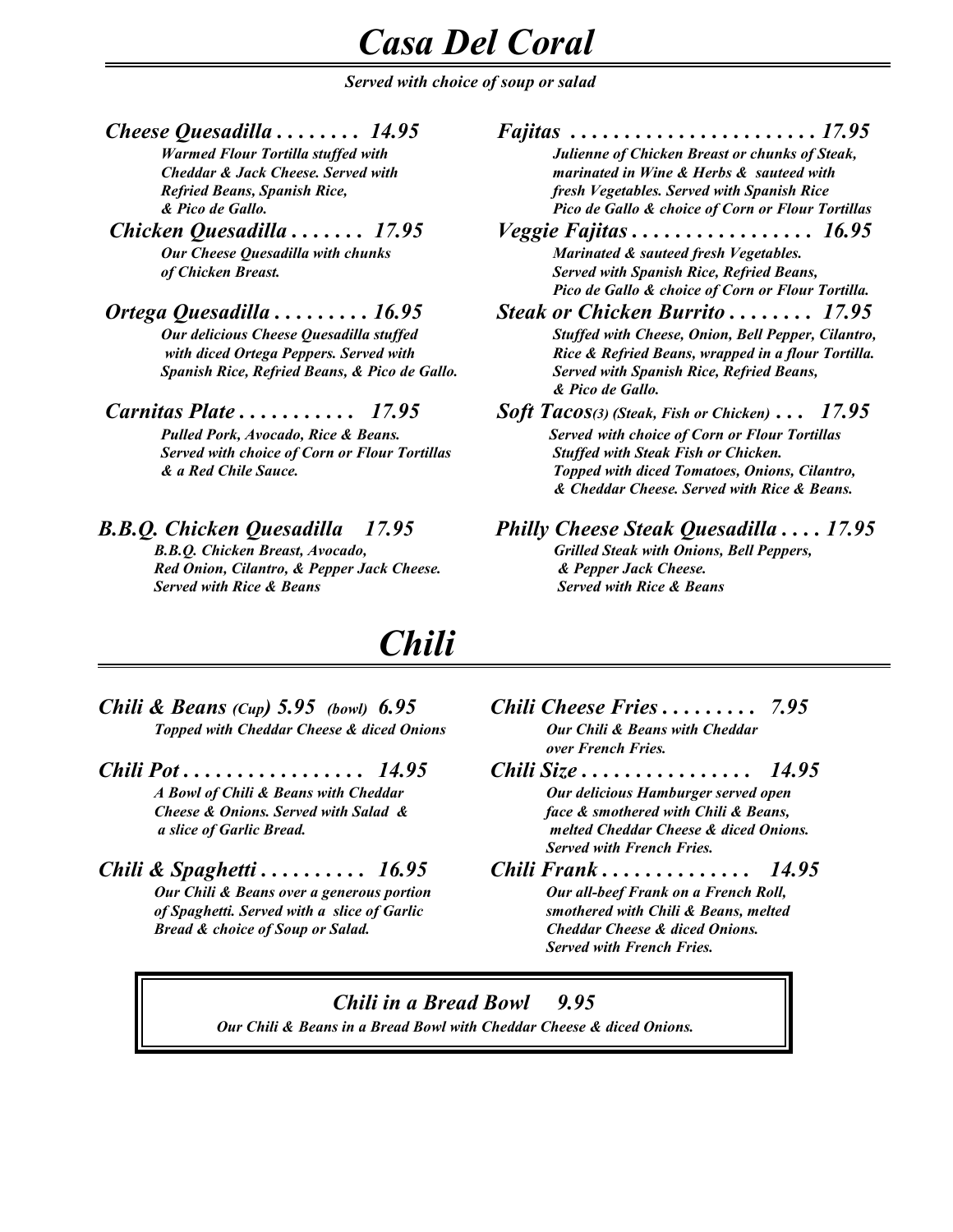# *Casa Del Coral*

***Served with choice of soup or salad***

***Cheese Quesadilla . . . . . . . . 14.95***
*Warmed Flour Tortilla stuffed with Cheddar & Jack Cheese. Served with Refried Beans, Spanish Rice, & Pico de Gallo.*

***Chicken Quesadilla . . . . . . . 17.95***
*Our Cheese Quesadilla with chunks of Chicken Breast.*

***Ortega Quesadilla . . . . . . . . . 16.95***
*Our delicious Cheese Quesadilla stuffed with diced Ortega Peppers. Served with Spanish Rice, Refried Beans, & Pico de Gallo.*

***Carnitas Plate . . . . . . . . . . . 17.95***
*Pulled Pork, Avocado, Rice & Beans. Served with choice of Corn or Flour Tortillas & a Red Chile Sauce.*

***B.B.Q. Chicken Quesadilla 17.95***
*B.B.Q. Chicken Breast, Avocado, Red Onion, Cilantro, & Pepper Jack Cheese. Served with Rice & Beans*

***Fajitas . . . . . . . . . . . . . . . . . . . . . . . 17.95***
*Julienne of Chicken Breast or chunks of Steak, marinated in Wine & Herbs & sauteed with fresh Vegetables. Served with Spanish Rice Pico de Gallo & choice of Corn or Flour Tortillas*

***Veggie Fajitas . . . . . . . . . . . . . . . . . 16.95***
*Marinated & sauteed fresh Vegetables. Served with Spanish Rice, Refried Beans, Pico de Gallo & choice of Corn or Flour Tortilla.*

***Steak or Chicken Burrito . . . . . . . . 17.95***
*Stuffed with Cheese, Onion, Bell Pepper, Cilantro, Rice & Refried Beans, wrapped in a flour Tortilla. Served with Spanish Rice, Refried Beans, & Pico de Gallo.*

***Soft Tacos** (3) (Steak, Fish or Chicken) **. . . 17.95***
*Served with choice of Corn or Flour Tortillas Stuffed with Steak Fish or Chicken. Topped with diced Tomatoes, Onions, Cilantro, & Cheddar Cheese. Served with Rice & Beans.*

***Philly Cheese Steak Quesadilla . . . . 17.95***
*Grilled Steak with Onions, Bell Peppers, & Pepper Jack Cheese. Served with Rice & Beans*

# *Chili*

***Chili & Beans** (Cup) **5.95** (bowl) **6.95***
*Topped with Cheddar Cheese & diced Onions*

***Chili Pot . . . . . . . . . . . . . . . . . 14.95***
*A Bowl of Chili & Beans with Cheddar Cheese & Onions. Served with Salad & a slice of Garlic Bread.*

***Chili & Spaghetti . . . . . . . . . . 16.95***
*Our Chili & Beans over a generous portion of Spaghetti. Served with a slice of Garlic Bread & choice of Soup or Salad.*

***Chili Cheese Fries . . . . . . . . . 7.95***
*Our Chili & Beans with Cheddar over French Fries.*

***Chili Size . . . . . . . . . . . . . . . . 14.95***
*Our delicious Hamburger served open face & smothered with Chili & Beans, melted Cheddar Cheese & diced Onions. Served with French Fries.*

***Chili Frank . . . . . . . . . . . . . . 14.95***
*Our all-beef Frank on a French Roll, smothered with Chili & Beans, melted Cheddar Cheese & diced Onions. Served with French Fries.*

***Chili in a Bread Bowl 9.95***
*Our Chili & Beans in a Bread Bowl with Cheddar Cheese & diced Onions.*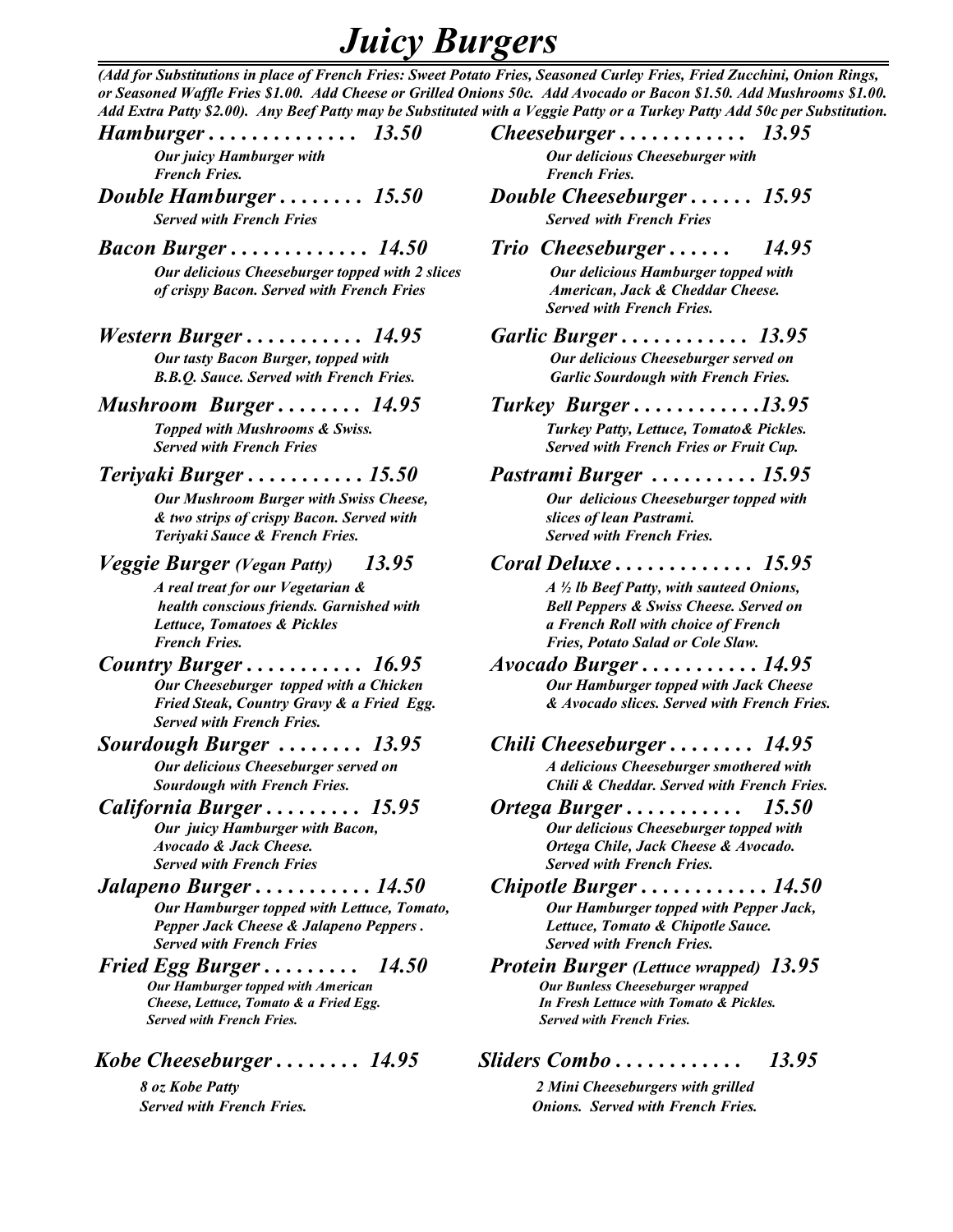# *Juicy Burgers*

*(Add for Substitutions in place of French Fries: Sweet Potato Fries, Seasoned Curley Fries, Fried Zucchini, Onion Rings, or Seasoned Waffle Fries $1.00. Add Cheese or Grilled Onions 50c. Add Avocado or Bacon $1.50. Add Mushrooms $1.00. Add Extra Patty $2.00). Any Beef Patty may be Substituted with a Veggie Patty or a Turkey Patty Add 50c per Substitution.*

***Hamburger . . . . . . . . . . . . . . 13.50***
*Our juicy Hamburger with French Fries.*

***Double Hamburger . . . . . . . . 15.50***
*Served with French Fries*

***Bacon Burger . . . . . . . . . . . . . 14.50***
*Our delicious Cheeseburger topped with 2 slices of crispy Bacon. Served with French Fries*

***Western Burger . . . . . . . . . . . 14.95***
*Our tasty Bacon Burger, topped with B.B.Q. Sauce. Served with French Fries.*

***Mushroom Burger . . . . . . . . 14.95***
*Topped with Mushrooms & Swiss. Served with French Fries*

***Teriyaki Burger . . . . . . . . . . . 15.50***
*Our Mushroom Burger with Swiss Cheese, & two strips of crispy Bacon. Served with Teriyaki Sauce & French Fries.*

***Veggie Burger** (Vegan Patty) **13.95***
*A real treat for our Vegetarian & health conscious friends. Garnished with Lettuce, Tomatoes & Pickles French Fries.*

***Country Burger . . . . . . . . . . . 16.95***
*Our Cheeseburger topped with a Chicken Fried Steak, Country Gravy & a Fried Egg. Served with French Fries.*

***Sourdough Burger . . . . . . . . 13.95***
*Our delicious Cheeseburger served on Sourdough with French Fries.*

***California Burger . . . . . . . . . 15.95***
*Our juicy Hamburger with Bacon, Avocado & Jack Cheese. Served with French Fries*

***Jalapeno Burger . . . . . . . . . . . 14.50***
*Our Hamburger topped with Lettuce, Tomato, Pepper Jack Cheese & Jalapeno Peppers . Served with French Fries*

***Fried Egg Burger . . . . . . . . . 14.50***
*Our Hamburger topped with American Cheese, Lettuce, Tomato & a Fried Egg. Served with French Fries.*

***Kobe Cheeseburger . . . . . . . . 14.95***
*8 oz Kobe Patty Served with French Fries.*

***Cheeseburger . . . . . . . . . . . . 13.95***
*Our delicious Cheeseburger with French Fries.*

***Double Cheeseburger . . . . . . 15.95***
*Served with French Fries*

***Trio Cheeseburger . . . . . . 14.95***
*Our delicious Hamburger topped with American, Jack & Cheddar Cheese. Served with French Fries.*

***Garlic Burger . . . . . . . . . . . . 13.95***
*Our delicious Cheeseburger served on Garlic Sourdough with French Fries.*

***Turkey Burger . . . . . . . . . . . .13.95***
*Turkey Patty, Lettuce, Tomato& Pickles. Served with French Fries or Fruit Cup.*

***Pastrami Burger . . . . . . . . . . 15.95***
*Our delicious Cheeseburger topped with slices of lean Pastrami. Served with French Fries.*

***Coral Deluxe . . . . . . . . . . . . . 15.95***
*A ½ lb Beef Patty, with sauteed Onions, Bell Peppers & Swiss Cheese. Served on a French Roll with choice of French Fries, Potato Salad or Cole Slaw.*

***Avocado Burger . . . . . . . . . . . 14.95***
*Our Hamburger topped with Jack Cheese & Avocado slices. Served with French Fries.*

***Chili Cheeseburger . . . . . . . . 14.95***
*A delicious Cheeseburger smothered with Chili & Cheddar. Served with French Fries.*

***Ortega Burger . . . . . . . . . . . 15.50***
*Our delicious Cheeseburger topped with Ortega Chile, Jack Cheese & Avocado. Served with French Fries.*

***Chipotle Burger . . . . . . . . . . . . 14.50***
*Our Hamburger topped with Pepper Jack, Lettuce, Tomato & Chipotle Sauce. Served with French Fries.*

***Protein Burger** (Lettuce wrapped) **13.95***
*Our Bunless Cheeseburger wrapped In Fresh Lettuce with Tomato & Pickles. Served with French Fries.*

***Sliders Combo . . . . . . . . . . . 13.95***
*2 Mini Cheeseburgers with grilled Onions. Served with French Fries.*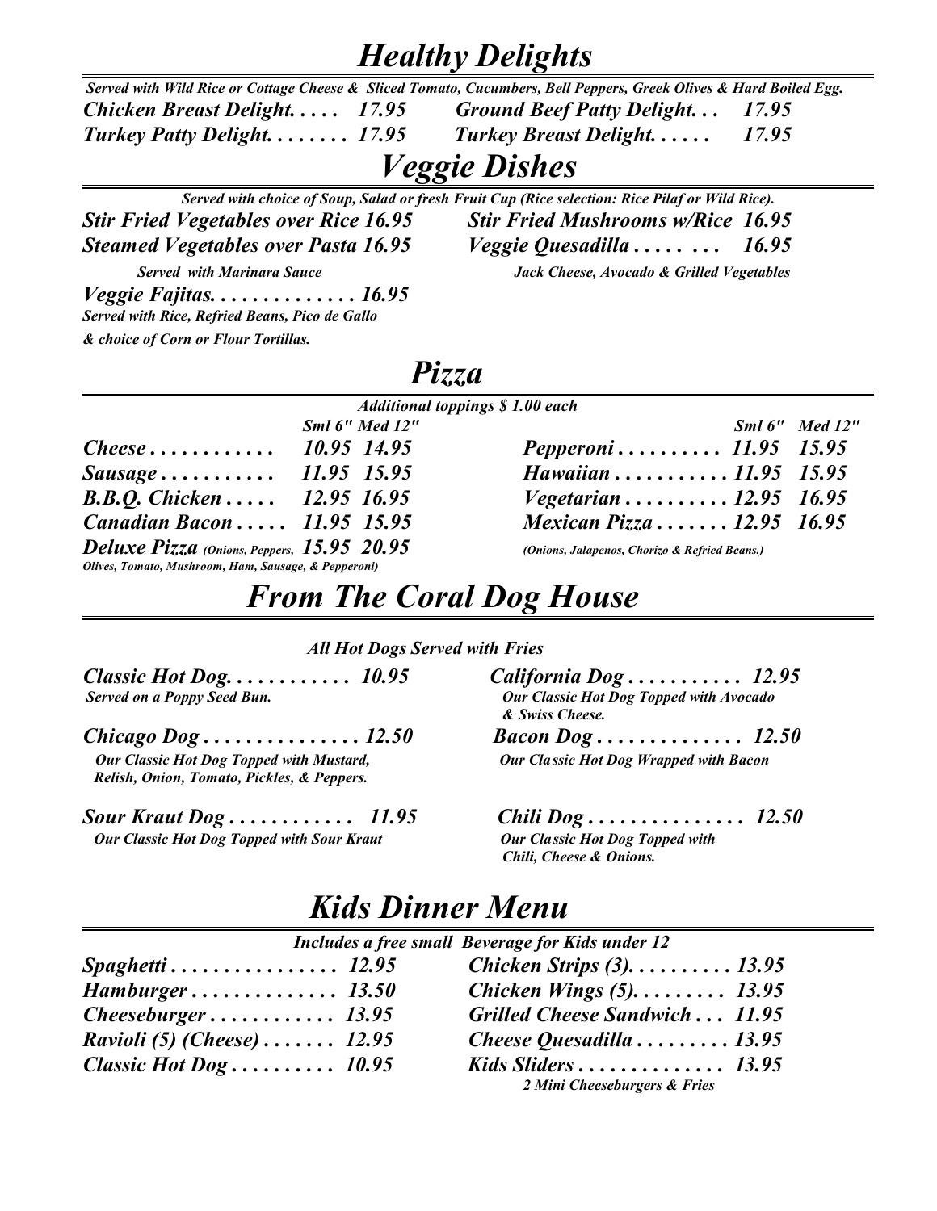# *Healthy Delights*

***Served with Wild Rice or Cottage Cheese & Sliced Tomato, Cucumbers, Bell Peppers, Greek Olives & Hard Boiled Egg.***

***Chicken Breast Delight. . . . . 17.95***

***Turkey Patty Delight. . . . . . . . 17.95***

***Ground Beef Patty Delight. . . 17.95***

***Turkey Breast Delight. . . . . . 17.95***

# *Veggie Dishes*

***Served with choice of Soup, Salad or fresh Fruit Cup (Rice selection: Rice Pilaf or Wild Rice).***

***Stir Fried Vegetables over Rice 16.95***

***Steamed Vegetables over Pasta 16.95***
***Served with Marinara Sauce***

***Veggie Fajitas. . . . . . . . . . . . . . 16.95***
***Served with Rice, Refried Beans, Pico de Gallo & choice of Corn or Flour Tortillas.***

***Stir Fried Mushrooms w/Rice 16.95***

***Veggie Quesadilla . . . . . . . . 16.95***
***Jack Cheese, Avocado & Grilled Vegetables***

# *Pizza*

***Additional toppings $ 1.00 each***

| | Sml 6" | Med 12" |
|---|---|---|
| *Cheese . . . . . . . . . . . .* | 10.95 | 14.95 |
| *Sausage . . . . . . . . . . .* | 11.95 | 15.95 |
| *B.B.Q. Chicken . . . . .* | 12.95 | 16.95 |
| *Canadian Bacon . . . . .* | 11.95 | 15.95 |
| *Deluxe Pizza (Onions, Peppers, Olives, Tomato, Mushroom, Ham, Sausage, & Pepperoni)* | 15.95 | 20.95 |
| *Pepperoni . . . . . . . . . .* | 11.95 | 15.95 |
| *Hawaiian . . . . . . . . . . .* | 11.95 | 15.95 |
| *Vegetarian . . . . . . . . . .* | 12.95 | 16.95 |
| *Mexican Pizza . . . . . . . (Onions, Jalapenos, Chorizo & Refried Beans.)* | 12.95 | 16.95 |

# *From The Coral Dog House*

***All Hot Dogs Served with Fries***

***Classic Hot Dog. . . . . . . . . . . . 10.95***
***Served on a Poppy Seed Bun.***

***Chicago Dog . . . . . . . . . . . . . . . 12.50***
***Our Classic Hot Dog Topped with Mustard, Relish, Onion, Tomato, Pickles, & Peppers.***

***Sour Kraut Dog . . . . . . . . . . . . 11.95***
***Our Classic Hot Dog Topped with Sour Kraut***

***California Dog . . . . . . . . . . . 12.95***
***Our Classic Hot Dog Topped with Avocado & Swiss Cheese.***

***Bacon Dog . . . . . . . . . . . . . . 12.50***
***Our Classic Hot Dog Wrapped with Bacon***

***Chili Dog . . . . . . . . . . . . . . . 12.50***
***Our Classic Hot Dog Topped with Chili, Cheese & Onions.***

# *Kids Dinner Menu*

***Includes a free small Beverage for Kids under 12***

***Spaghetti . . . . . . . . . . . . . . . . 12.95***

***Hamburger . . . . . . . . . . . . . . 13.50***

***Cheeseburger . . . . . . . . . . . . 13.95***

***Ravioli (5) (Cheese) . . . . . . . 12.95***

***Classic Hot Dog . . . . . . . . . . 10.95***

***Chicken Strips (3). . . . . . . . . . 13.95***

***Chicken Wings (5). . . . . . . . . 13.95***

***Grilled Cheese Sandwich . . . 11.95***

***Cheese Quesadilla . . . . . . . . . 13.95***

***Kids Sliders . . . . . . . . . . . . . . 13.95***
***2 Mini Cheeseburgers & Fries***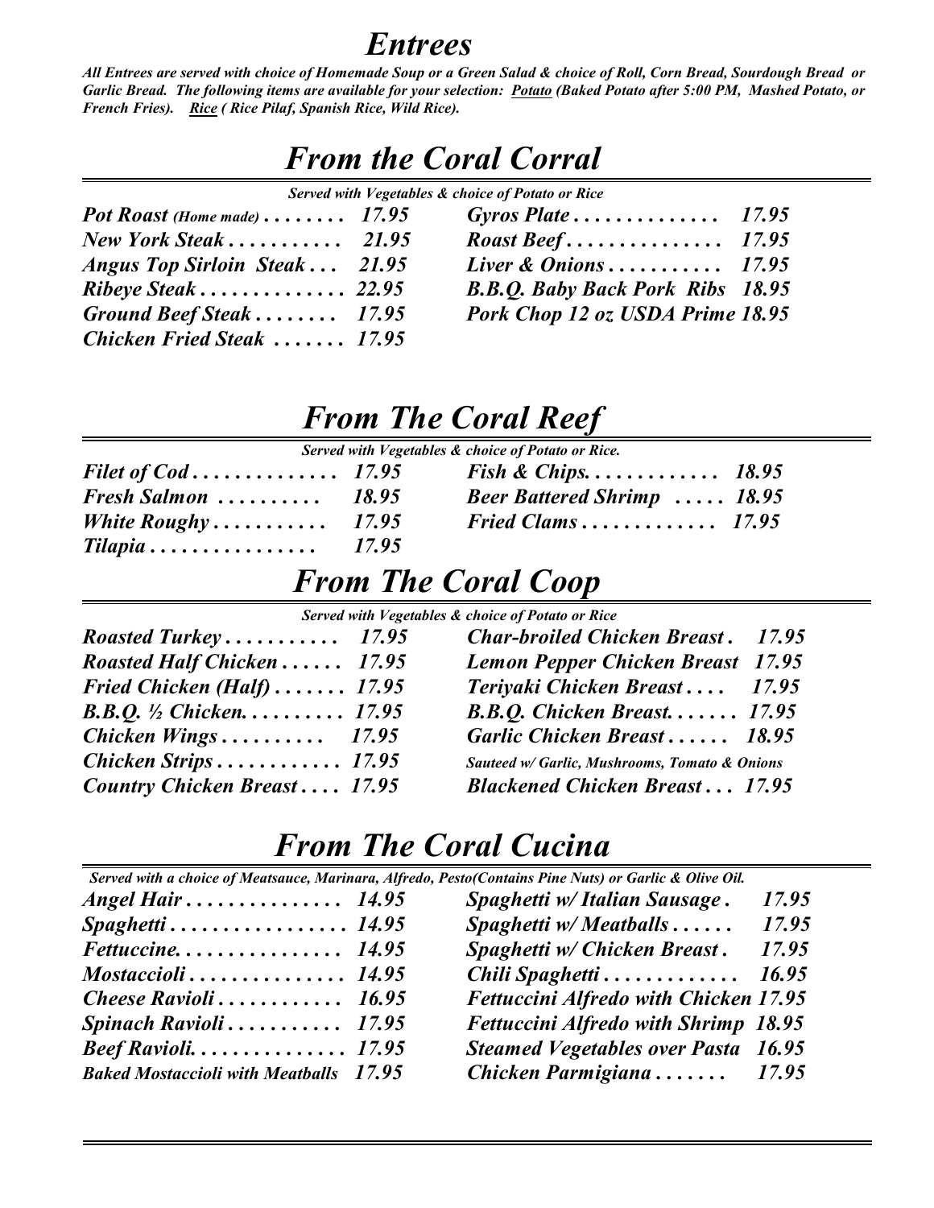# *Entrees*

***All Entrees are served with choice of Homemade Soup or a Green Salad & choice of Roll, Corn Bread, Sourdough Bread or Garlic Bread. The following items are available for your selection: Potato (Baked Potato after 5:00 PM, Mashed Potato, or French Fries). Rice ( Rice Pilaf, Spanish Rice, Wild Rice).***

## *From the Coral Corral*

***Served with Vegetables & choice of Potato or Rice***

***Pot Roast** (Home made) . . . . . . . . 17.95*
***New York Steak . . . . . . . . . . . 21.95***
***Angus Top Sirloin Steak . . . 21.95***
***Ribeye Steak . . . . . . . . . . . . . . 22.95***
***Ground Beef Steak . . . . . . . . 17.95***
***Chicken Fried Steak . . . . . . . 17.95***
***Gyros Plate . . . . . . . . . . . . . 17.95***
***Roast Beef . . . . . . . . . . . . . . . 17.95***
***Liver & Onions . . . . . . . . . . . 17.95***
***B.B.Q. Baby Back Pork Ribs 18.95***
***Pork Chop 12 oz USDA Prime 18.95***

## *From The Coral Reef*

***Served with Vegetables & choice of Potato or Rice.***

***Filet of Cod . . . . . . . . . . . . . 17.95***
***Fresh Salmon . . . . . . . . . . 18.95***
***White Roughy . . . . . . . . . . . 17.95***
***Tilapia . . . . . . . . . . . . . . . . 17.95***
***Fish & Chips. . . . . . . . . . . . 18.95***
***Beer Battered Shrimp . . . . . 18.95***
***Fried Clams . . . . . . . . . . . . . 17.95***

## *From The Coral Coop*

***Served with Vegetables & choice of Potato or Rice***

***Roasted Turkey . . . . . . . . . . . 17.95***
***Roasted Half Chicken . . . . . . 17.95***
***Fried Chicken (Half) . . . . . . . 17.95***
***B.B.Q. ½ Chicken. . . . . . . . . . 17.95***
***Chicken Wings . . . . . . . . . . 17.95***
***Chicken Strips . . . . . . . . . . . . 17.95***
***Country Chicken Breast . . . . 17.95***
***Char-broiled Chicken Breast . 17.95***
***Lemon Pepper Chicken Breast 17.95***
***Teriyaki Chicken Breast . . . . 17.95***
***B.B.Q. Chicken Breast. . . . . . . 17.95***
***Garlic Chicken Breast . . . . . . 18.95***
***Sauteed w/ Garlic, Mushrooms, Tomato & Onions***
***Blackened Chicken Breast . . . 17.95***

## *From The Coral Cucina*

***Served with a choice of Meatsauce, Marinara, Alfredo, Pesto(Contains Pine Nuts) or Garlic & Olive Oil.***

***Angel Hair . . . . . . . . . . . . . . . 14.95***
***Spaghetti . . . . . . . . . . . . . . . . . 14.95***
***Fettuccine. . . . . . . . . . . . . . . . 14.95***
***Mostaccioli . . . . . . . . . . . . . . . 14.95***
***Cheese Ravioli . . . . . . . . . . . . 16.95***
***Spinach Ravioli . . . . . . . . . . . 17.95***
***Beef Ravioli. . . . . . . . . . . . . . . 17.95***
***Baked Mostaccioli with Meatballs 17.95***
***Spaghetti w/ Italian Sausage . 17.95***
***Spaghetti w/ Meatballs . . . . . . 17.95***
***Spaghetti w/ Chicken Breast . 17.95***
***Chili Spaghetti . . . . . . . . . . . . . 16.95***
***Fettuccini Alfredo with Chicken 17.95***
***Fettuccini Alfredo with Shrimp 18.95***
***Steamed Vegetables over Pasta 16.95***
***Chicken Parmigiana . . . . . . . 17.95***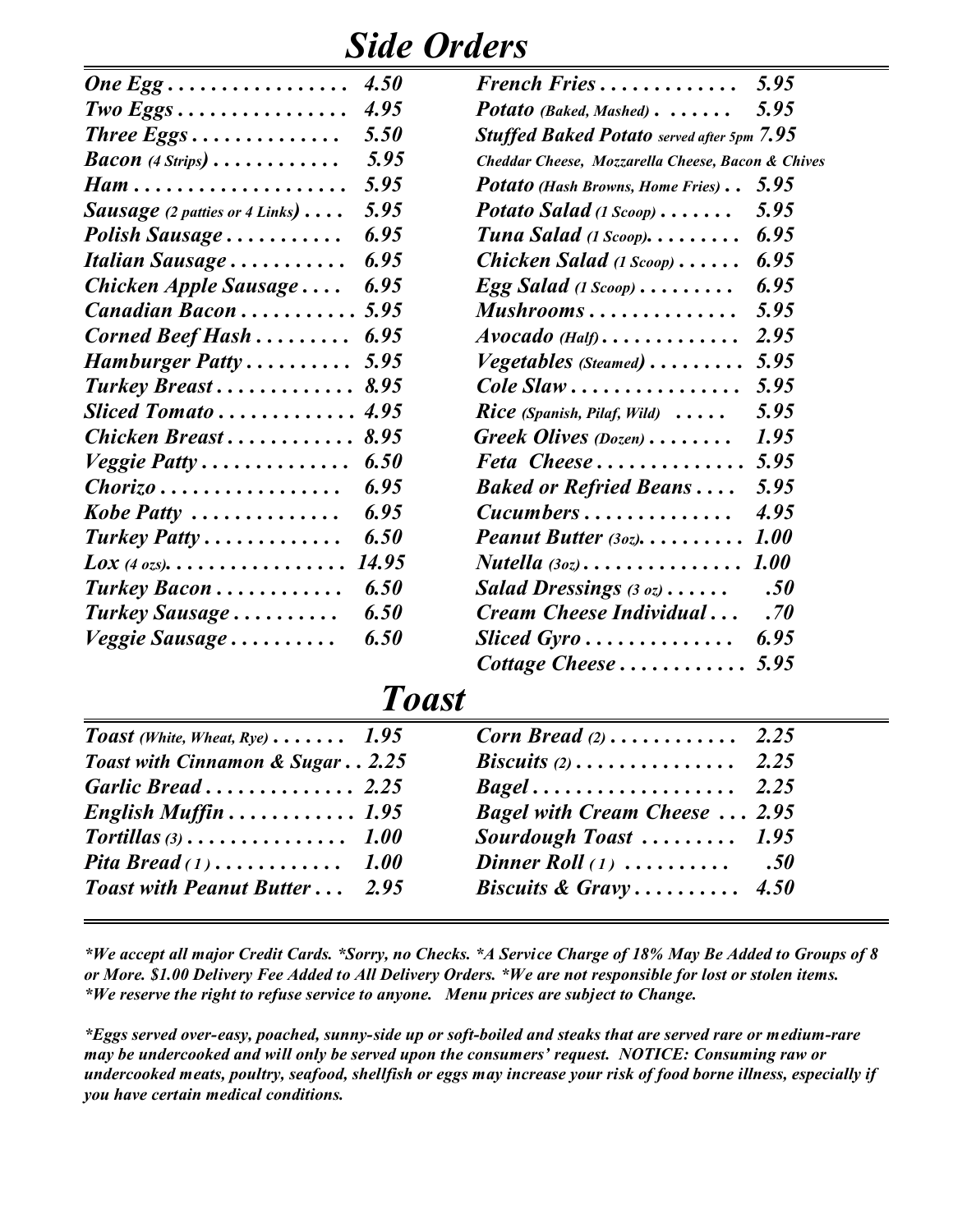# Side Orders

| | |
|---|---|
| *One Egg* | *4.50* |
| *Two Eggs* | *4.95* |
| *Three Eggs* | *5.50* |
| *Bacon (4 Strips)* | *5.95* |
| *Ham* | *5.95* |
| *Sausage (2 patties or 4 Links)* | *5.95* |
| *Polish Sausage* | *6.95* |
| *Italian Sausage* | *6.95* |
| *Chicken Apple Sausage* | *6.95* |
| *Canadian Bacon* | *5.95* |
| *Corned Beef Hash* | *6.95* |
| *Hamburger Patty* | *5.95* |
| *Turkey Breast* | *8.95* |
| *Sliced Tomato* | *4.95* |
| *Chicken Breast* | *8.95* |
| *Veggie Patty* | *6.50* |
| *Chorizo* | *6.95* |
| *Kobe Patty* | *6.95* |
| *Turkey Patty* | *6.50* |
| *Lox (4 ozs)* | *14.95* |
| *Turkey Bacon* | *6.50* |
| *Turkey Sausage* | *6.50* |
| *Veggie Sausage* | *6.50* |
| *French Fries* | *5.95* |
| *Potato (Baked, Mashed)* | *5.95* |
| *Stuffed Baked Potato served after 5pm* | *7.95* |
| *Cheddar Cheese, Mozzarella Cheese, Bacon & Chives* | |
| *Potato (Hash Browns, Home Fries)* | *5.95* |
| *Potato Salad (1 Scoop)* | *5.95* |
| *Tuna Salad (1 Scoop)* | *6.95* |
| *Chicken Salad (1 Scoop)* | *6.95* |
| *Egg Salad (1 Scoop)* | *6.95* |
| *Mushrooms* | *5.95* |
| *Avocado (Half)* | *2.95* |
| *Vegetables (Steamed)* | *5.95* |
| *Cole Slaw* | *5.95* |
| *Rice (Spanish, Pilaf, Wild)* | *5.95* |
| *Greek Olives (Dozen)* | *1.95* |
| *Feta Cheese* | *5.95* |
| *Baked or Refried Beans* | *5.95* |
| *Cucumbers* | *4.95* |
| *Peanut Butter (3oz)* | *1.00* |
| *Nutella (3oz)* | *1.00* |
| *Salad Dressings (3 oz)* | *.50* |
| *Cream Cheese Individual* | *.70* |
| *Sliced Gyro* | *6.95* |
| *Cottage Cheese* | *5.95* |

# Toast

| | |
|---|---|
| *Toast (White, Wheat, Rye)* | *1.95* |
| *Toast with Cinnamon & Sugar* | *2.25* |
| *Garlic Bread* | *2.25* |
| *English Muffin* | *1.95* |
| *Tortillas (3)* | *1.00* |
| *Pita Bread (1)* | *1.00* |
| *Toast with Peanut Butter* | *2.95* |
| *Corn Bread (2)* | *2.25* |
| *Biscuits (2)* | *2.25* |
| *Bagel* | *2.25* |
| *Bagel with Cream Cheese* | *2.95* |
| *Sourdough Toast* | *1.95* |
| *Dinner Roll (1)* | *.50* |
| *Biscuits & Gravy* | *4.50* |

***We accept all major Credit Cards. *Sorry, no Checks. *A Service Charge of 18% May Be Added to Groups of 8 or More. $1.00 Delivery Fee Added to All Delivery Orders. *We are not responsible for lost or stolen items. *We reserve the right to refuse service to anyone. Menu prices are subject to Change.***

***Eggs served over-easy, poached, sunny-side up or soft-boiled and steaks that are served rare or medium-rare may be undercooked and will only be served upon the consumers' request. NOTICE: Consuming raw or undercooked meats, poultry, seafood, shellfish or eggs may increase your risk of food borne illness, especially if you have certain medical conditions.***